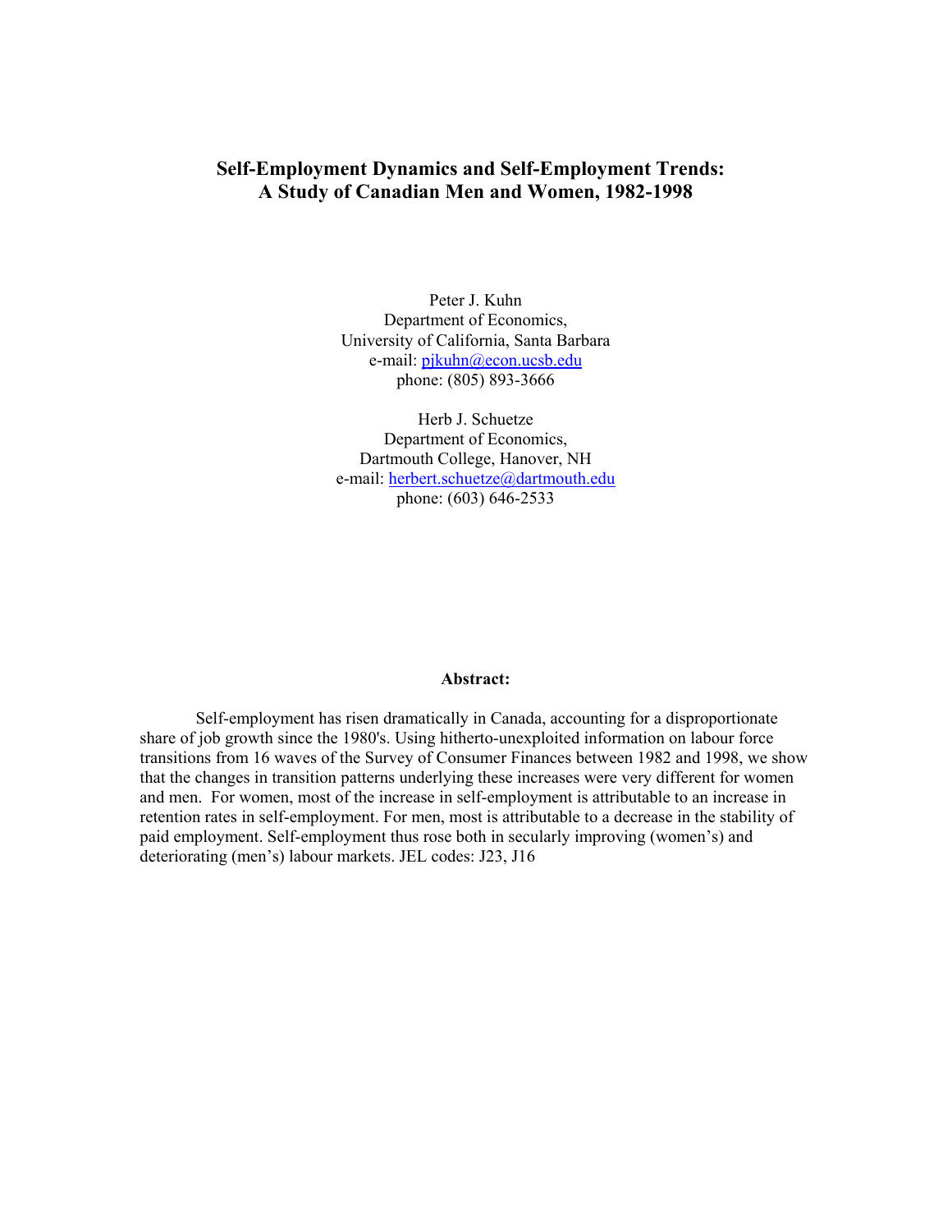# Self-Employment Dynamics and Self-Employment Trends: A Study of Canadian Men and Women, 1982-1998

Peter J. Kuhn
Department of Economics,
University of California, Santa Barbara
e-mail: pjkuhn@econ.ucsb.edu
phone: (805) 893-3666

Herb J. Schuetze
Department of Economics,
Dartmouth College, Hanover, NH
e-mail: herbert.schuetze@dartmouth.edu
phone: (603) 646-2533

**Abstract:**

Self-employment has risen dramatically in Canada, accounting for a disproportionate share of job growth since the 1980's. Using hitherto-unexploited information on labour force transitions from 16 waves of the Survey of Consumer Finances between 1982 and 1998, we show that the changes in transition patterns underlying these increases were very different for women and men. For women, most of the increase in self-employment is attributable to an increase in retention rates in self-employment. For men, most is attributable to a decrease in the stability of paid employment. Self-employment thus rose both in secularly improving (women's) and deteriorating (men's) labour markets. JEL codes: J23, J16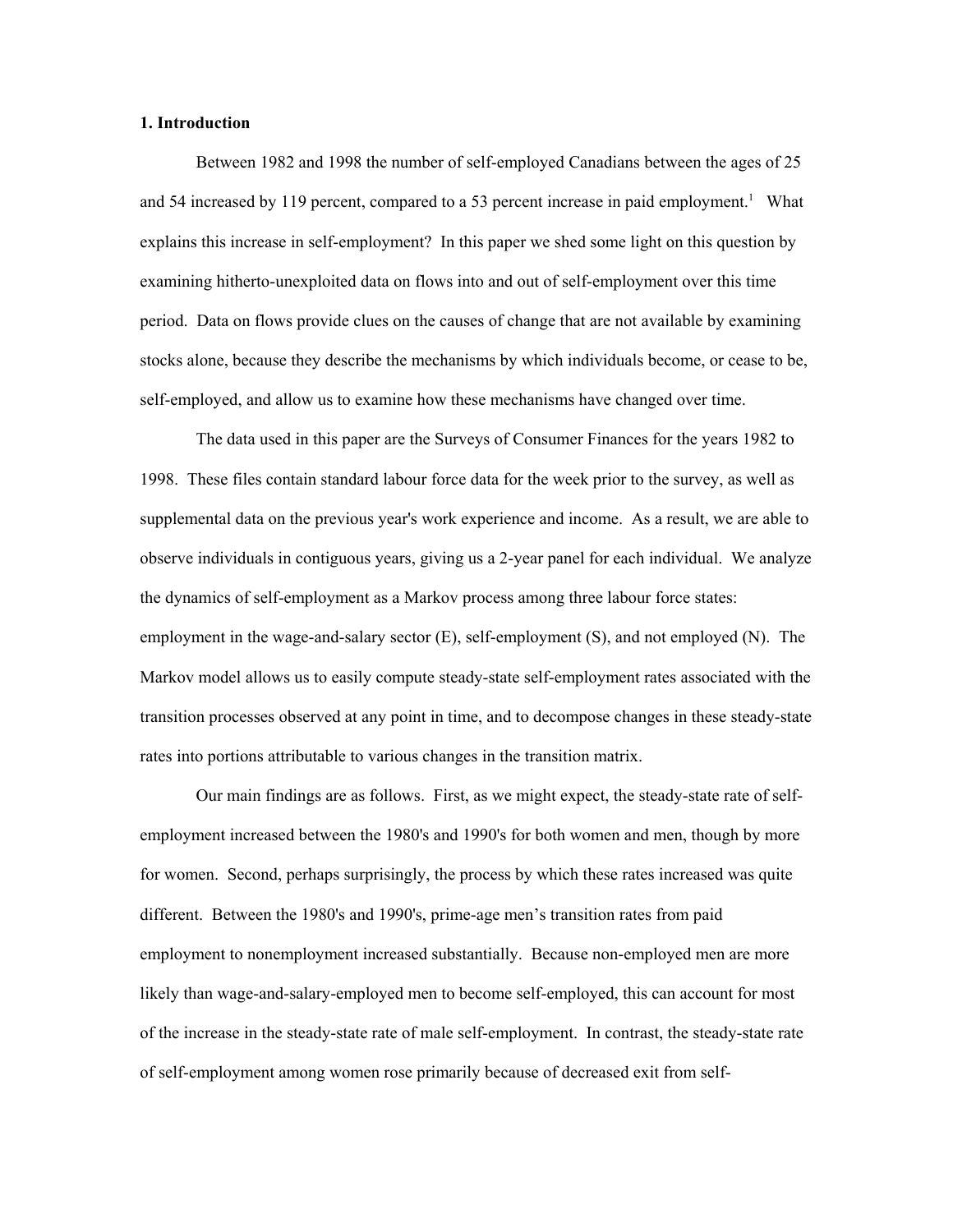## 1. Introduction

Between 1982 and 1998 the number of self-employed Canadians between the ages of 25 and 54 increased by 119 percent, compared to a 53 percent increase in paid employment.[1] What explains this increase in self-employment? In this paper we shed some light on this question by examining hitherto-unexploited data on flows into and out of self-employment over this time period. Data on flows provide clues on the causes of change that are not available by examining stocks alone, because they describe the mechanisms by which individuals become, or cease to be, self-employed, and allow us to examine how these mechanisms have changed over time.

The data used in this paper are the Surveys of Consumer Finances for the years 1982 to 1998. These files contain standard labour force data for the week prior to the survey, as well as supplemental data on the previous year's work experience and income. As a result, we are able to observe individuals in contiguous years, giving us a 2-year panel for each individual. We analyze the dynamics of self-employment as a Markov process among three labour force states: employment in the wage-and-salary sector (E), self-employment (S), and not employed (N). The Markov model allows us to easily compute steady-state self-employment rates associated with the transition processes observed at any point in time, and to decompose changes in these steady-state rates into portions attributable to various changes in the transition matrix.

Our main findings are as follows. First, as we might expect, the steady-state rate of self-employment increased between the 1980's and 1990's for both women and men, though by more for women. Second, perhaps surprisingly, the process by which these rates increased was quite different. Between the 1980's and 1990's, prime-age men's transition rates from paid employment to nonemployment increased substantially. Because non-employed men are more likely than wage-and-salary-employed men to become self-employed, this can account for most of the increase in the steady-state rate of male self-employment. In contrast, the steady-state rate of self-employment among women rose primarily because of decreased exit from self-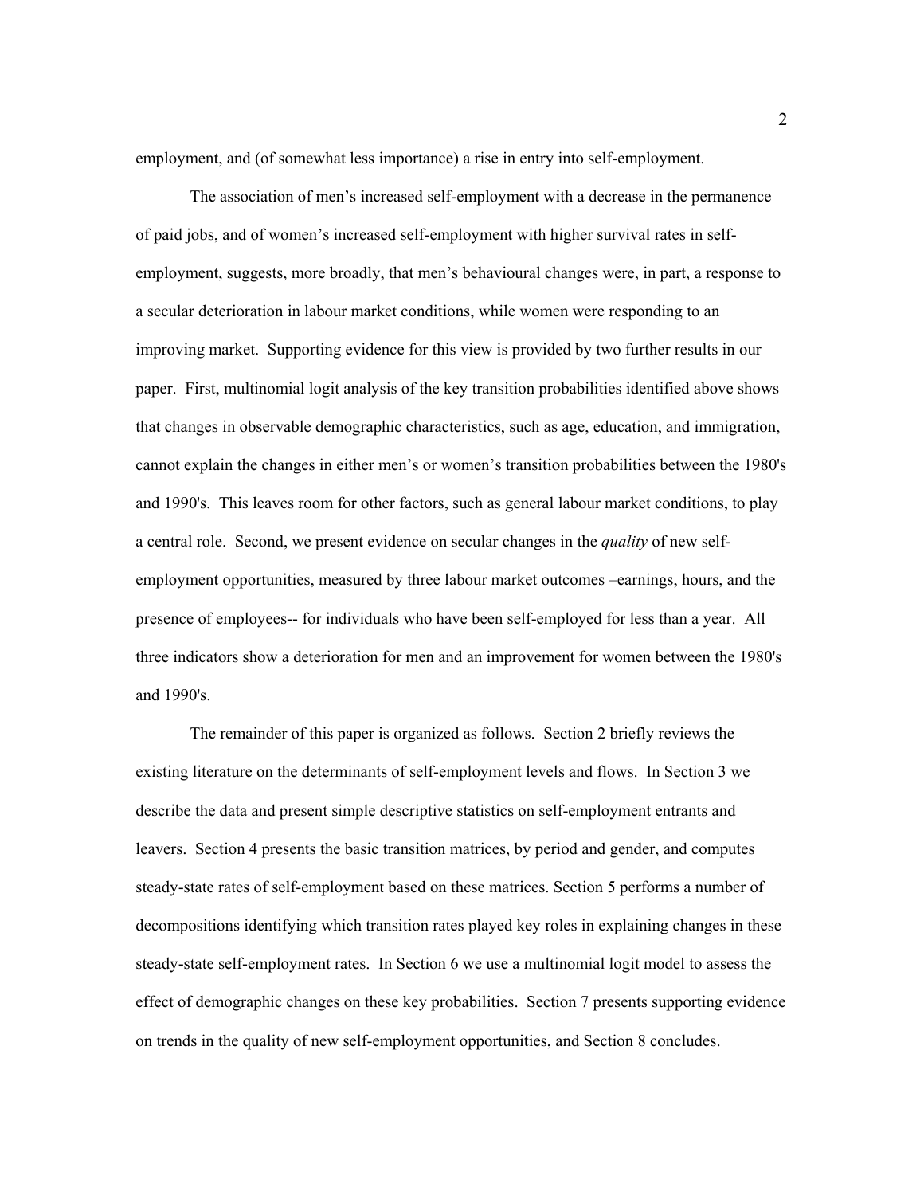employment, and (of somewhat less importance) a rise in entry into self-employment.

The association of men's increased self-employment with a decrease in the permanence of paid jobs, and of women's increased self-employment with higher survival rates in self-employment, suggests, more broadly, that men's behavioural changes were, in part, a response to a secular deterioration in labour market conditions, while women were responding to an improving market. Supporting evidence for this view is provided by two further results in our paper. First, multinomial logit analysis of the key transition probabilities identified above shows that changes in observable demographic characteristics, such as age, education, and immigration, cannot explain the changes in either men's or women's transition probabilities between the 1980's and 1990's. This leaves room for other factors, such as general labour market conditions, to play a central role. Second, we present evidence on secular changes in the *quality* of new self-employment opportunities, measured by three labour market outcomes –earnings, hours, and the presence of employees-- for individuals who have been self-employed for less than a year. All three indicators show a deterioration for men and an improvement for women between the 1980's and 1990's.

The remainder of this paper is organized as follows. Section 2 briefly reviews the existing literature on the determinants of self-employment levels and flows. In Section 3 we describe the data and present simple descriptive statistics on self-employment entrants and leavers. Section 4 presents the basic transition matrices, by period and gender, and computes steady-state rates of self-employment based on these matrices. Section 5 performs a number of decompositions identifying which transition rates played key roles in explaining changes in these steady-state self-employment rates. In Section 6 we use a multinomial logit model to assess the effect of demographic changes on these key probabilities. Section 7 presents supporting evidence on trends in the quality of new self-employment opportunities, and Section 8 concludes.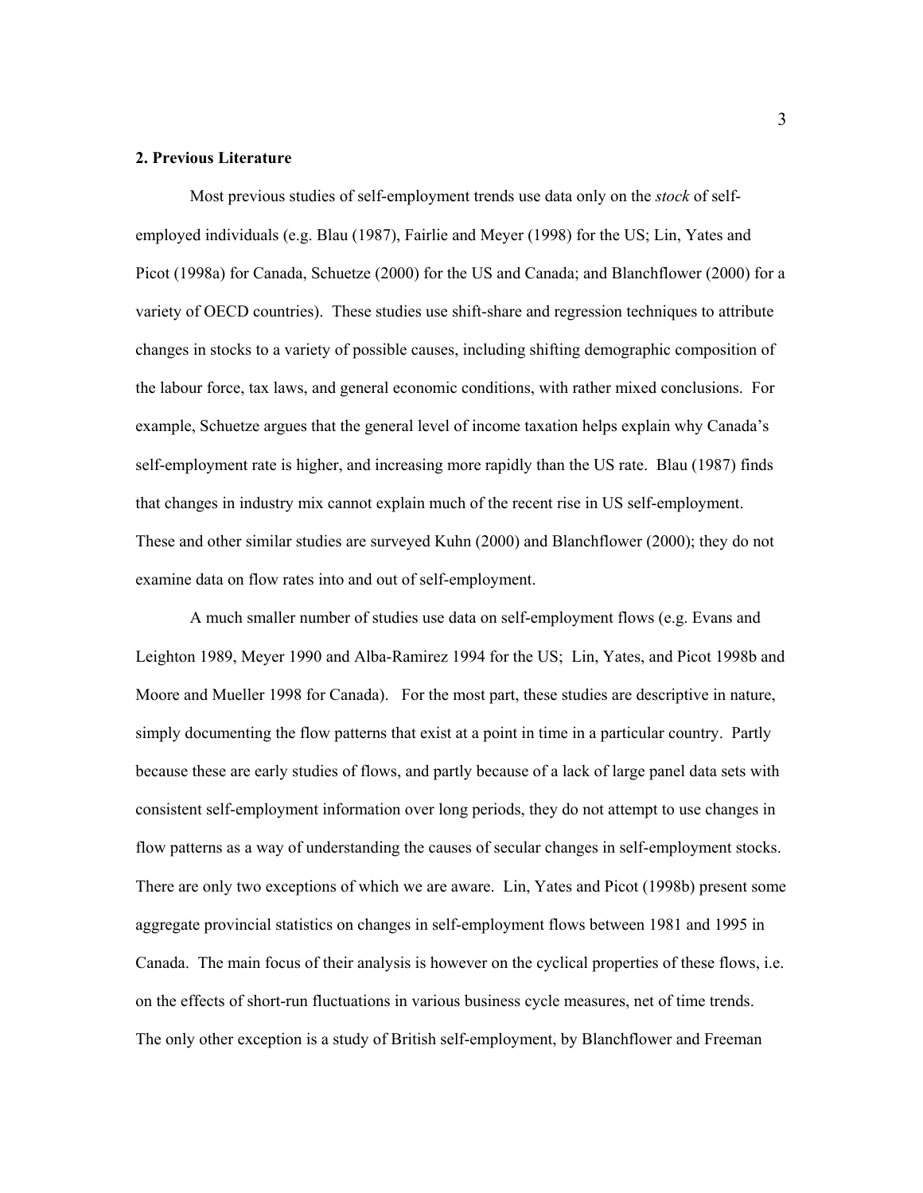## 2. Previous Literature

Most previous studies of self-employment trends use data only on the *stock* of self-employed individuals (e.g. Blau (1987), Fairlie and Meyer (1998) for the US; Lin, Yates and Picot (1998a) for Canada, Schuetze (2000) for the US and Canada; and Blanchflower (2000) for a variety of OECD countries). These studies use shift-share and regression techniques to attribute changes in stocks to a variety of possible causes, including shifting demographic composition of the labour force, tax laws, and general economic conditions, with rather mixed conclusions. For example, Schuetze argues that the general level of income taxation helps explain why Canada's self-employment rate is higher, and increasing more rapidly than the US rate. Blau (1987) finds that changes in industry mix cannot explain much of the recent rise in US self-employment. These and other similar studies are surveyed Kuhn (2000) and Blanchflower (2000); they do not examine data on flow rates into and out of self-employment.

A much smaller number of studies use data on self-employment flows (e.g. Evans and Leighton 1989, Meyer 1990 and Alba-Ramirez 1994 for the US; Lin, Yates, and Picot 1998b and Moore and Mueller 1998 for Canada). For the most part, these studies are descriptive in nature, simply documenting the flow patterns that exist at a point in time in a particular country. Partly because these are early studies of flows, and partly because of a lack of large panel data sets with consistent self-employment information over long periods, they do not attempt to use changes in flow patterns as a way of understanding the causes of secular changes in self-employment stocks. There are only two exceptions of which we are aware. Lin, Yates and Picot (1998b) present some aggregate provincial statistics on changes in self-employment flows between 1981 and 1995 in Canada. The main focus of their analysis is however on the cyclical properties of these flows, i.e. on the effects of short-run fluctuations in various business cycle measures, net of time trends. The only other exception is a study of British self-employment, by Blanchflower and Freeman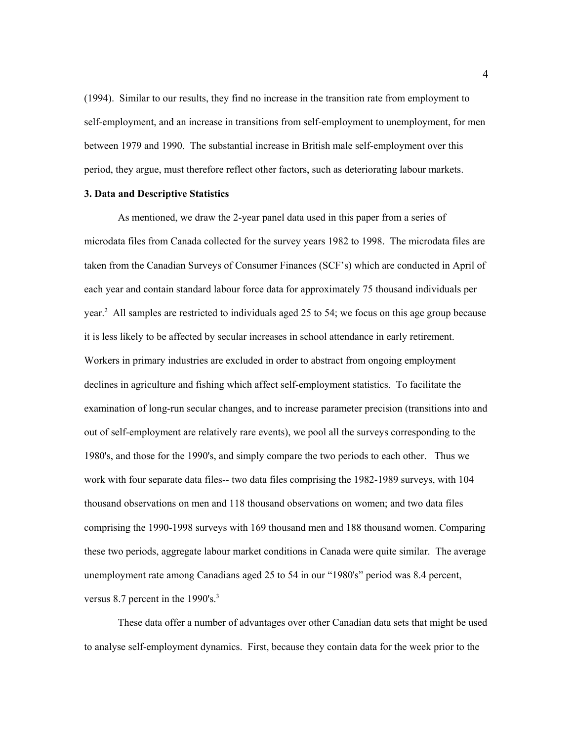(1994). Similar to our results, they find no increase in the transition rate from employment to self-employment, and an increase in transitions from self-employment to unemployment, for men between 1979 and 1990. The substantial increase in British male self-employment over this period, they argue, must therefore reflect other factors, such as deteriorating labour markets.

**3. Data and Descriptive Statistics**

As mentioned, we draw the 2-year panel data used in this paper from a series of microdata files from Canada collected for the survey years 1982 to 1998. The microdata files are taken from the Canadian Surveys of Consumer Finances (SCF's) which are conducted in April of each year and contain standard labour force data for approximately 75 thousand individuals per year.[2] All samples are restricted to individuals aged 25 to 54; we focus on this age group because it is less likely to be affected by secular increases in school attendance in early retirement. Workers in primary industries are excluded in order to abstract from ongoing employment declines in agriculture and fishing which affect self-employment statistics. To facilitate the examination of long-run secular changes, and to increase parameter precision (transitions into and out of self-employment are relatively rare events), we pool all the surveys corresponding to the 1980's, and those for the 1990's, and simply compare the two periods to each other. Thus we work with four separate data files-- two data files comprising the 1982-1989 surveys, with 104 thousand observations on men and 118 thousand observations on women; and two data files comprising the 1990-1998 surveys with 169 thousand men and 188 thousand women. Comparing these two periods, aggregate labour market conditions in Canada were quite similar. The average unemployment rate among Canadians aged 25 to 54 in our "1980's" period was 8.4 percent, versus 8.7 percent in the 1990's.[3]

These data offer a number of advantages over other Canadian data sets that might be used to analyse self-employment dynamics. First, because they contain data for the week prior to the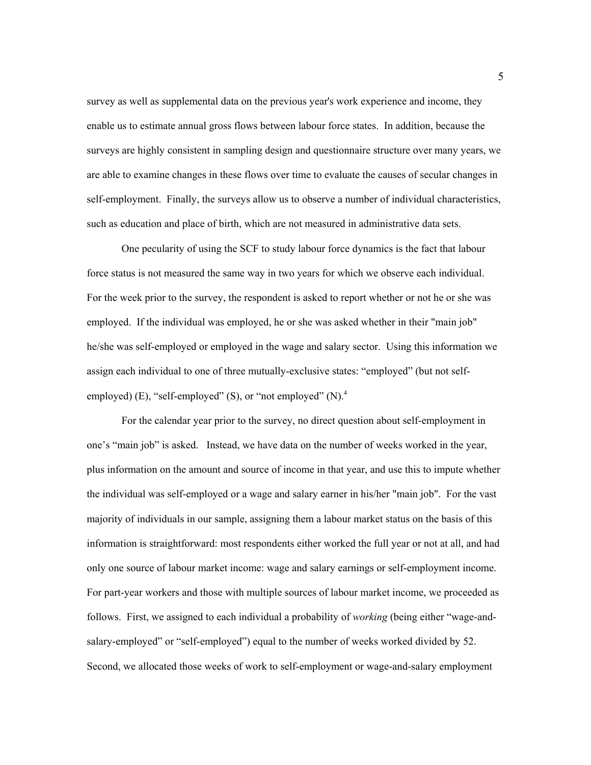survey as well as supplemental data on the previous year's work experience and income, they enable us to estimate annual gross flows between labour force states. In addition, because the surveys are highly consistent in sampling design and questionnaire structure over many years, we are able to examine changes in these flows over time to evaluate the causes of secular changes in self-employment. Finally, the surveys allow us to observe a number of individual characteristics, such as education and place of birth, which are not measured in administrative data sets.

One peculiarity of using the SCF to study labour force dynamics is the fact that labour force status is not measured the same way in two years for which we observe each individual. For the week prior to the survey, the respondent is asked to report whether or not he or she was employed. If the individual was employed, he or she was asked whether in their "main job" he/she was self-employed or employed in the wage and salary sector. Using this information we assign each individual to one of three mutually-exclusive states: "employed" (but not self-employed) (E), "self-employed" (S), or "not employed" (N).[4]

For the calendar year prior to the survey, no direct question about self-employment in one's "main job" is asked. Instead, we have data on the number of weeks worked in the year, plus information on the amount and source of income in that year, and use this to impute whether the individual was self-employed or a wage and salary earner in his/her "main job". For the vast majority of individuals in our sample, assigning them a labour market status on the basis of this information is straightforward: most respondents either worked the full year or not at all, and had only one source of labour market income: wage and salary earnings or self-employment income. For part-year workers and those with multiple sources of labour market income, we proceeded as follows. First, we assigned to each individual a probability of *working* (being either "wage-and-salary-employed" or "self-employed") equal to the number of weeks worked divided by 52. Second, we allocated those weeks of work to self-employment or wage-and-salary employment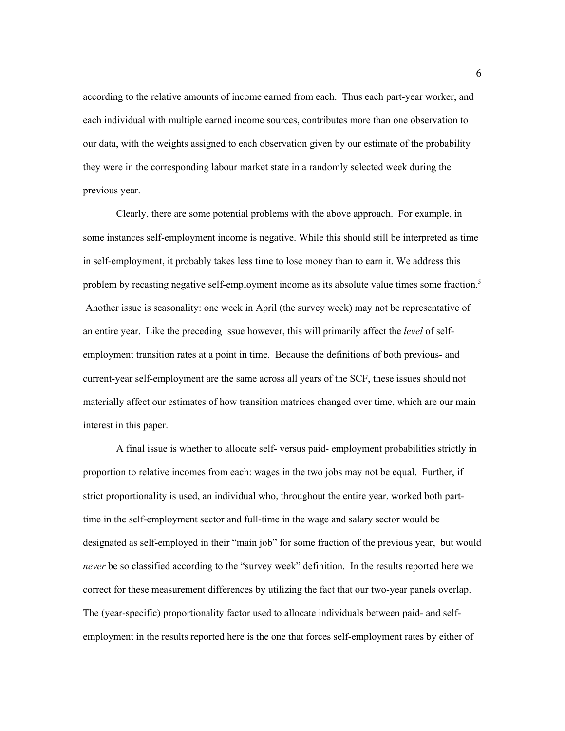according to the relative amounts of income earned from each. Thus each part-year worker, and each individual with multiple earned income sources, contributes more than one observation to our data, with the weights assigned to each observation given by our estimate of the probability they were in the corresponding labour market state in a randomly selected week during the previous year.

Clearly, there are some potential problems with the above approach. For example, in some instances self-employment income is negative. While this should still be interpreted as time in self-employment, it probably takes less time to lose money than to earn it. We address this problem by recasting negative self-employment income as its absolute value times some fraction.[5] Another issue is seasonality: one week in April (the survey week) may not be representative of an entire year. Like the preceding issue however, this will primarily affect the *level* of self-employment transition rates at a point in time. Because the definitions of both previous- and current-year self-employment are the same across all years of the SCF, these issues should not materially affect our estimates of how transition matrices changed over time, which are our main interest in this paper.

A final issue is whether to allocate self- versus paid- employment probabilities strictly in proportion to relative incomes from each: wages in the two jobs may not be equal. Further, if strict proportionality is used, an individual who, throughout the entire year, worked both part-time in the self-employment sector and full-time in the wage and salary sector would be designated as self-employed in their "main job" for some fraction of the previous year, but would *never* be so classified according to the "survey week" definition. In the results reported here we correct for these measurement differences by utilizing the fact that our two-year panels overlap. The (year-specific) proportionality factor used to allocate individuals between paid- and self-employment in the results reported here is the one that forces self-employment rates by either of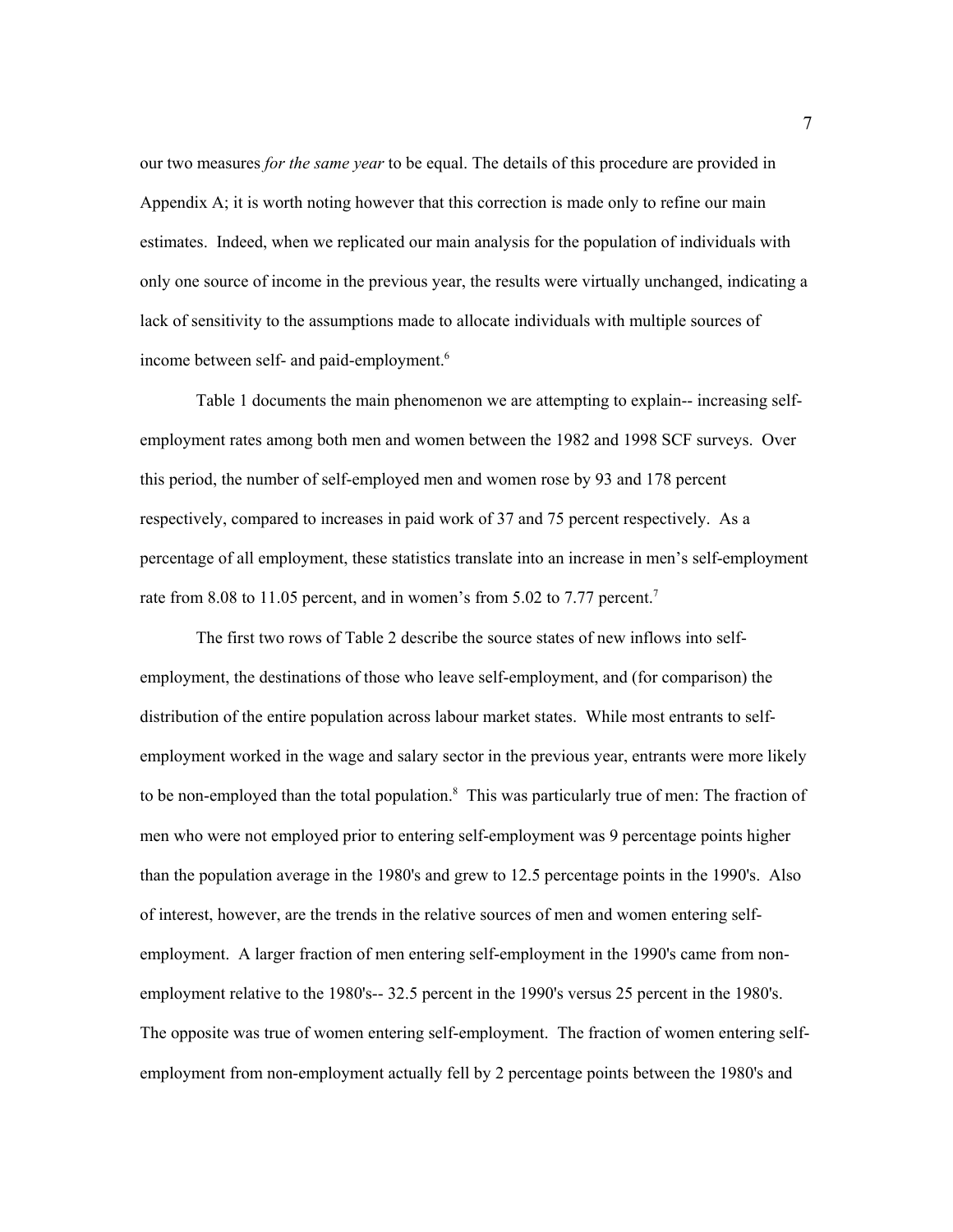our two measures *for the same year* to be equal. The details of this procedure are provided in Appendix A; it is worth noting however that this correction is made only to refine our main estimates. Indeed, when we replicated our main analysis for the population of individuals with only one source of income in the previous year, the results were virtually unchanged, indicating a lack of sensitivity to the assumptions made to allocate individuals with multiple sources of income between self- and paid-employment.[6]

Table 1 documents the main phenomenon we are attempting to explain-- increasing self-employment rates among both men and women between the 1982 and 1998 SCF surveys. Over this period, the number of self-employed men and women rose by 93 and 178 percent respectively, compared to increases in paid work of 37 and 75 percent respectively. As a percentage of all employment, these statistics translate into an increase in men's self-employment rate from 8.08 to 11.05 percent, and in women's from 5.02 to 7.77 percent.[7]

The first two rows of Table 2 describe the source states of new inflows into self-employment, the destinations of those who leave self-employment, and (for comparison) the distribution of the entire population across labour market states. While most entrants to self-employment worked in the wage and salary sector in the previous year, entrants were more likely to be non-employed than the total population.[8] This was particularly true of men: The fraction of men who were not employed prior to entering self-employment was 9 percentage points higher than the population average in the 1980's and grew to 12.5 percentage points in the 1990's. Also of interest, however, are the trends in the relative sources of men and women entering self-employment. A larger fraction of men entering self-employment in the 1990's came from non-employment relative to the 1980's-- 32.5 percent in the 1990's versus 25 percent in the 1980's. The opposite was true of women entering self-employment. The fraction of women entering self-employment from non-employment actually fell by 2 percentage points between the 1980's and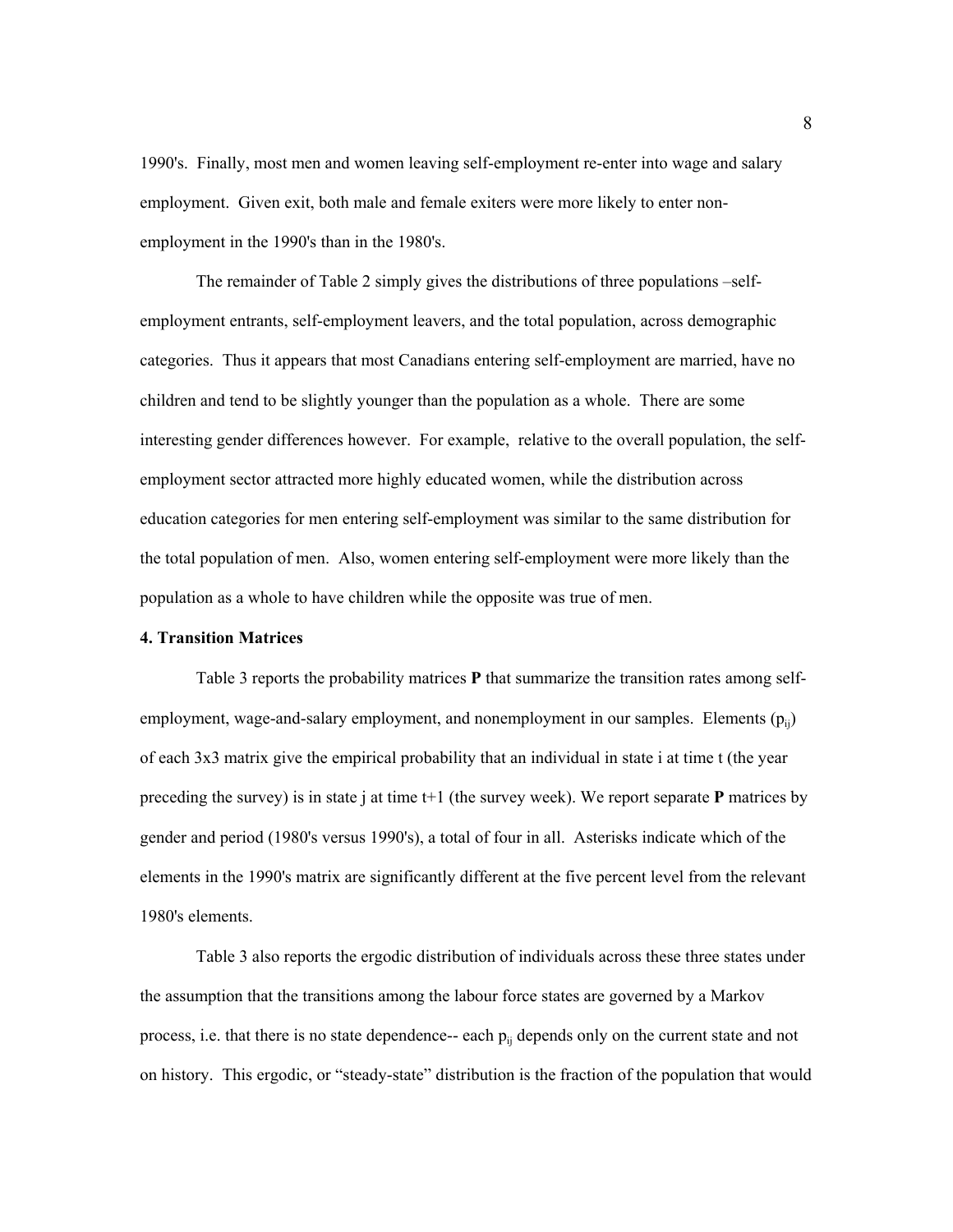1990's. Finally, most men and women leaving self-employment re-enter into wage and salary employment. Given exit, both male and female exiters were more likely to enter non-employment in the 1990's than in the 1980's.

The remainder of Table 2 simply gives the distributions of three populations –self-employment entrants, self-employment leavers, and the total population, across demographic categories. Thus it appears that most Canadians entering self-employment are married, have no children and tend to be slightly younger than the population as a whole. There are some interesting gender differences however. For example, relative to the overall population, the self-employment sector attracted more highly educated women, while the distribution across education categories for men entering self-employment was similar to the same distribution for the total population of men. Also, women entering self-employment were more likely than the population as a whole to have children while the opposite was true of men.

**4. Transition Matrices**

Table 3 reports the probability matrices **P** that summarize the transition rates among self-employment, wage-and-salary employment, and nonemployment in our samples. Elements ($p_{ij}$) of each 3x3 matrix give the empirical probability that an individual in state i at time t (the year preceding the survey) is in state j at time t+1 (the survey week). We report separate **P** matrices by gender and period (1980's versus 1990's), a total of four in all. Asterisks indicate which of the elements in the 1990's matrix are significantly different at the five percent level from the relevant 1980's elements.

Table 3 also reports the ergodic distribution of individuals across these three states under the assumption that the transitions among the labour force states are governed by a Markov process, i.e. that there is no state dependence-- each $p_{ij}$ depends only on the current state and not on history. This ergodic, or "steady-state" distribution is the fraction of the population that would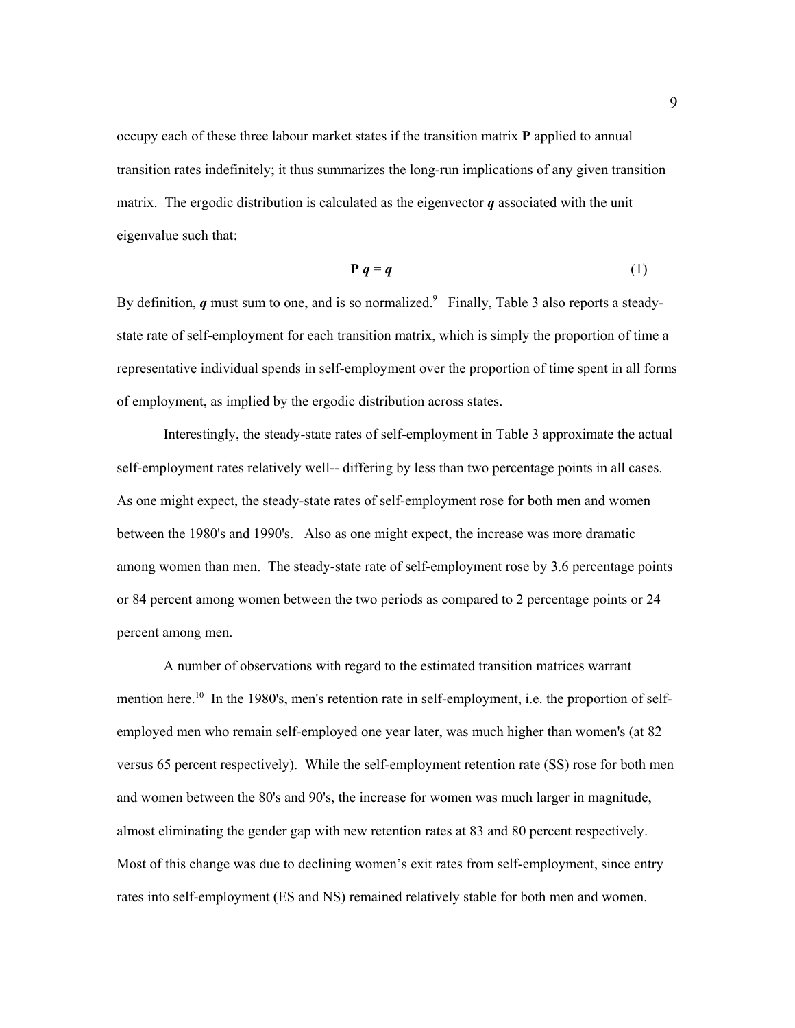occupy each of these three labour market states if the transition matrix **P** applied to annual transition rates indefinitely; it thus summarizes the long-run implications of any given transition matrix. The ergodic distribution is calculated as the eigenvector $\boldsymbol{q}$ associated with the unit eigenvalue such that:

$$\mathbf{P}\,\boldsymbol{q} = \boldsymbol{q} \tag{1}$$

By definition, $\boldsymbol{q}$ must sum to one, and is so normalized.[9] Finally, Table 3 also reports a steady-state rate of self-employment for each transition matrix, which is simply the proportion of time a representative individual spends in self-employment over the proportion of time spent in all forms of employment, as implied by the ergodic distribution across states.

Interestingly, the steady-state rates of self-employment in Table 3 approximate the actual self-employment rates relatively well-- differing by less than two percentage points in all cases. As one might expect, the steady-state rates of self-employment rose for both men and women between the 1980's and 1990's. Also as one might expect, the increase was more dramatic among women than men. The steady-state rate of self-employment rose by 3.6 percentage points or 84 percent among women between the two periods as compared to 2 percentage points or 24 percent among men.

A number of observations with regard to the estimated transition matrices warrant mention here.[10] In the 1980's, men's retention rate in self-employment, i.e. the proportion of self-employed men who remain self-employed one year later, was much higher than women's (at 82 versus 65 percent respectively). While the self-employment retention rate (SS) rose for both men and women between the 80's and 90's, the increase for women was much larger in magnitude, almost eliminating the gender gap with new retention rates at 83 and 80 percent respectively. Most of this change was due to declining women's exit rates from self-employment, since entry rates into self-employment (ES and NS) remained relatively stable for both men and women.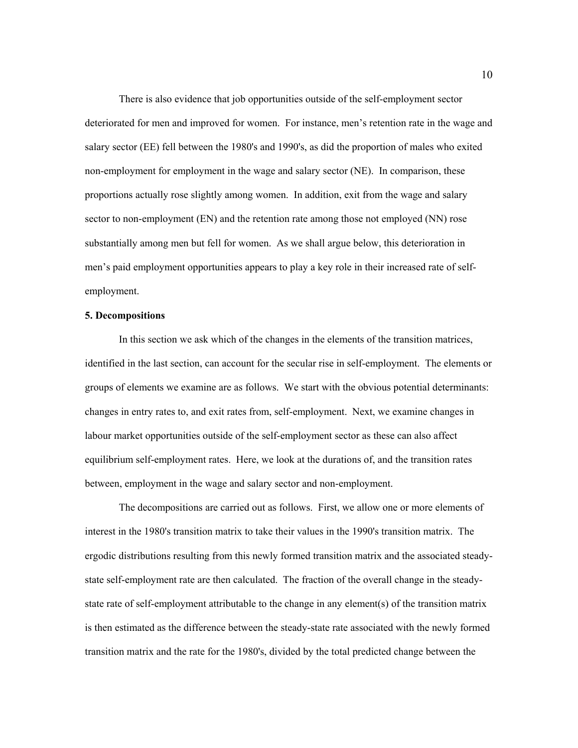There is also evidence that job opportunities outside of the self-employment sector deteriorated for men and improved for women. For instance, men's retention rate in the wage and salary sector (EE) fell between the 1980's and 1990's, as did the proportion of males who exited non-employment for employment in the wage and salary sector (NE). In comparison, these proportions actually rose slightly among women. In addition, exit from the wage and salary sector to non-employment (EN) and the retention rate among those not employed (NN) rose substantially among men but fell for women. As we shall argue below, this deterioration in men's paid employment opportunities appears to play a key role in their increased rate of self-employment.

**5. Decompositions**

In this section we ask which of the changes in the elements of the transition matrices, identified in the last section, can account for the secular rise in self-employment. The elements or groups of elements we examine are as follows. We start with the obvious potential determinants: changes in entry rates to, and exit rates from, self-employment. Next, we examine changes in labour market opportunities outside of the self-employment sector as these can also affect equilibrium self-employment rates. Here, we look at the durations of, and the transition rates between, employment in the wage and salary sector and non-employment.

The decompositions are carried out as follows. First, we allow one or more elements of interest in the 1980's transition matrix to take their values in the 1990's transition matrix. The ergodic distributions resulting from this newly formed transition matrix and the associated steady-state self-employment rate are then calculated. The fraction of the overall change in the steady-state rate of self-employment attributable to the change in any element(s) of the transition matrix is then estimated as the difference between the steady-state rate associated with the newly formed transition matrix and the rate for the 1980's, divided by the total predicted change between the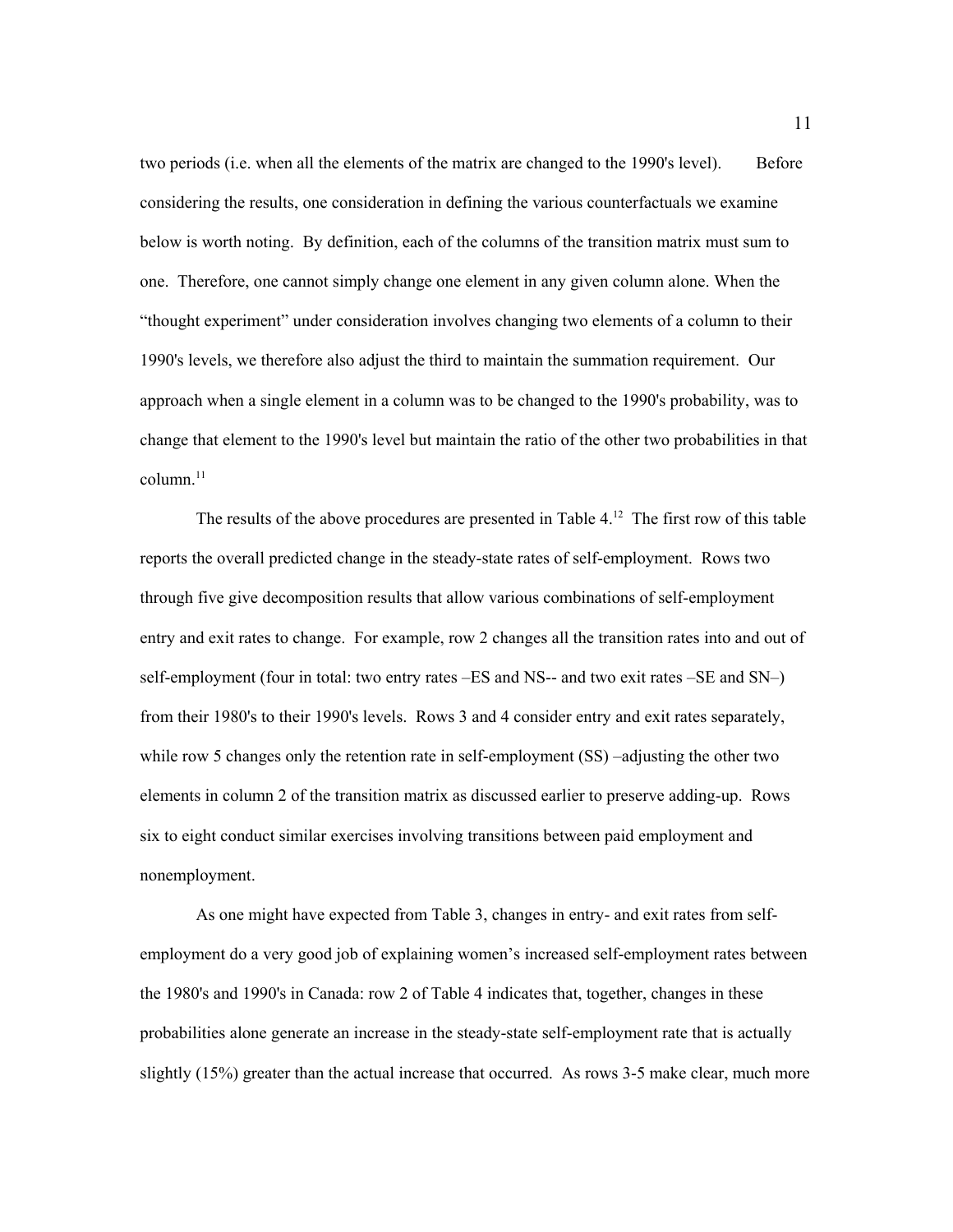two periods (i.e. when all the elements of the matrix are changed to the 1990's level). Before considering the results, one consideration in defining the various counterfactuals we examine below is worth noting. By definition, each of the columns of the transition matrix must sum to one. Therefore, one cannot simply change one element in any given column alone. When the "thought experiment" under consideration involves changing two elements of a column to their 1990's levels, we therefore also adjust the third to maintain the summation requirement. Our approach when a single element in a column was to be changed to the 1990's probability, was to change that element to the 1990's level but maintain the ratio of the other two probabilities in that column.[11]

The results of the above procedures are presented in Table 4.[12] The first row of this table reports the overall predicted change in the steady-state rates of self-employment. Rows two through five give decomposition results that allow various combinations of self-employment entry and exit rates to change. For example, row 2 changes all the transition rates into and out of self-employment (four in total: two entry rates –ES and NS-- and two exit rates –SE and SN–) from their 1980's to their 1990's levels. Rows 3 and 4 consider entry and exit rates separately, while row 5 changes only the retention rate in self-employment (SS) –adjusting the other two elements in column 2 of the transition matrix as discussed earlier to preserve adding-up. Rows six to eight conduct similar exercises involving transitions between paid employment and nonemployment.

As one might have expected from Table 3, changes in entry- and exit rates from self-employment do a very good job of explaining women's increased self-employment rates between the 1980's and 1990's in Canada: row 2 of Table 4 indicates that, together, changes in these probabilities alone generate an increase in the steady-state self-employment rate that is actually slightly (15%) greater than the actual increase that occurred. As rows 3-5 make clear, much more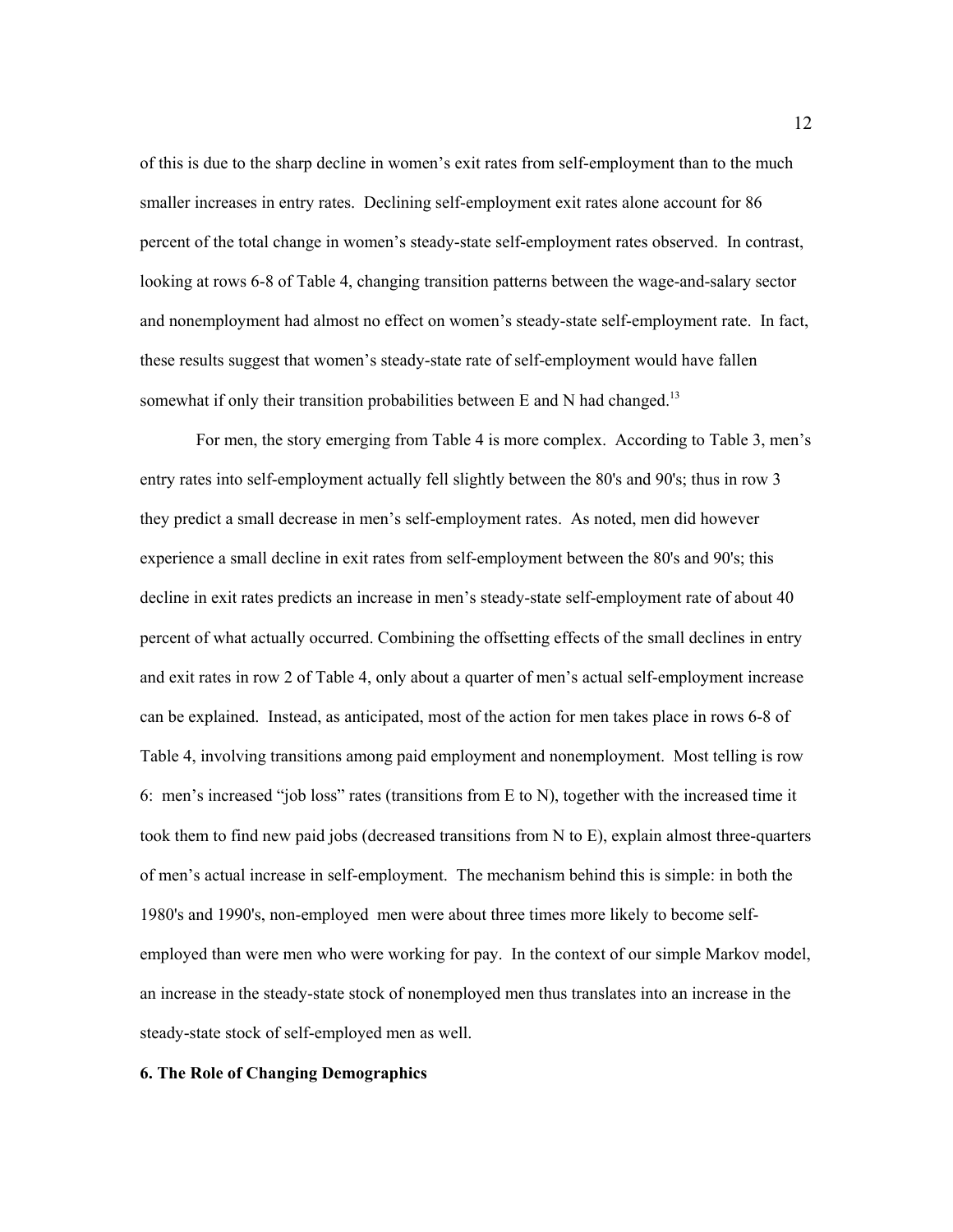of this is due to the sharp decline in women's exit rates from self-employment than to the much smaller increases in entry rates. Declining self-employment exit rates alone account for 86 percent of the total change in women's steady-state self-employment rates observed. In contrast, looking at rows 6-8 of Table 4, changing transition patterns between the wage-and-salary sector and nonemployment had almost no effect on women's steady-state self-employment rate. In fact, these results suggest that women's steady-state rate of self-employment would have fallen somewhat if only their transition probabilities between E and N had changed.[13]

For men, the story emerging from Table 4 is more complex. According to Table 3, men's entry rates into self-employment actually fell slightly between the 80's and 90's; thus in row 3 they predict a small decrease in men's self-employment rates. As noted, men did however experience a small decline in exit rates from self-employment between the 80's and 90's; this decline in exit rates predicts an increase in men's steady-state self-employment rate of about 40 percent of what actually occurred. Combining the offsetting effects of the small declines in entry and exit rates in row 2 of Table 4, only about a quarter of men's actual self-employment increase can be explained. Instead, as anticipated, most of the action for men takes place in rows 6-8 of Table 4, involving transitions among paid employment and nonemployment. Most telling is row 6: men's increased "job loss" rates (transitions from E to N), together with the increased time it took them to find new paid jobs (decreased transitions from N to E), explain almost three-quarters of men's actual increase in self-employment. The mechanism behind this is simple: in both the 1980's and 1990's, non-employed men were about three times more likely to become self-employed than were men who were working for pay. In the context of our simple Markov model, an increase in the steady-state stock of nonemployed men thus translates into an increase in the steady-state stock of self-employed men as well.

**6. The Role of Changing Demographics**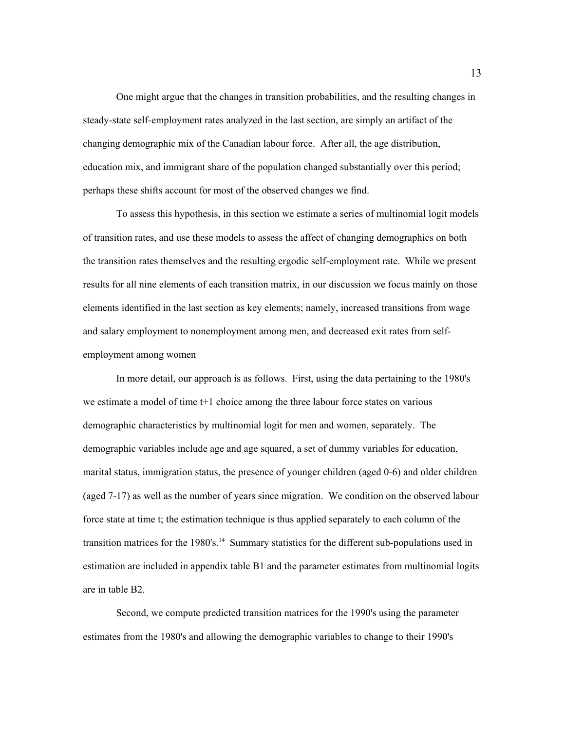One might argue that the changes in transition probabilities, and the resulting changes in steady-state self-employment rates analyzed in the last section, are simply an artifact of the changing demographic mix of the Canadian labour force. After all, the age distribution, education mix, and immigrant share of the population changed substantially over this period; perhaps these shifts account for most of the observed changes we find.

To assess this hypothesis, in this section we estimate a series of multinomial logit models of transition rates, and use these models to assess the affect of changing demographics on both the transition rates themselves and the resulting ergodic self-employment rate. While we present results for all nine elements of each transition matrix, in our discussion we focus mainly on those elements identified in the last section as key elements; namely, increased transitions from wage and salary employment to nonemployment among men, and decreased exit rates from self-employment among women

In more detail, our approach is as follows. First, using the data pertaining to the 1980's we estimate a model of time t+1 choice among the three labour force states on various demographic characteristics by multinomial logit for men and women, separately. The demographic variables include age and age squared, a set of dummy variables for education, marital status, immigration status, the presence of younger children (aged 0-6) and older children (aged 7-17) as well as the number of years since migration. We condition on the observed labour force state at time t; the estimation technique is thus applied separately to each column of the transition matrices for the 1980's.[14] Summary statistics for the different sub-populations used in estimation are included in appendix table B1 and the parameter estimates from multinomial logits are in table B2.

Second, we compute predicted transition matrices for the 1990's using the parameter estimates from the 1980's and allowing the demographic variables to change to their 1990's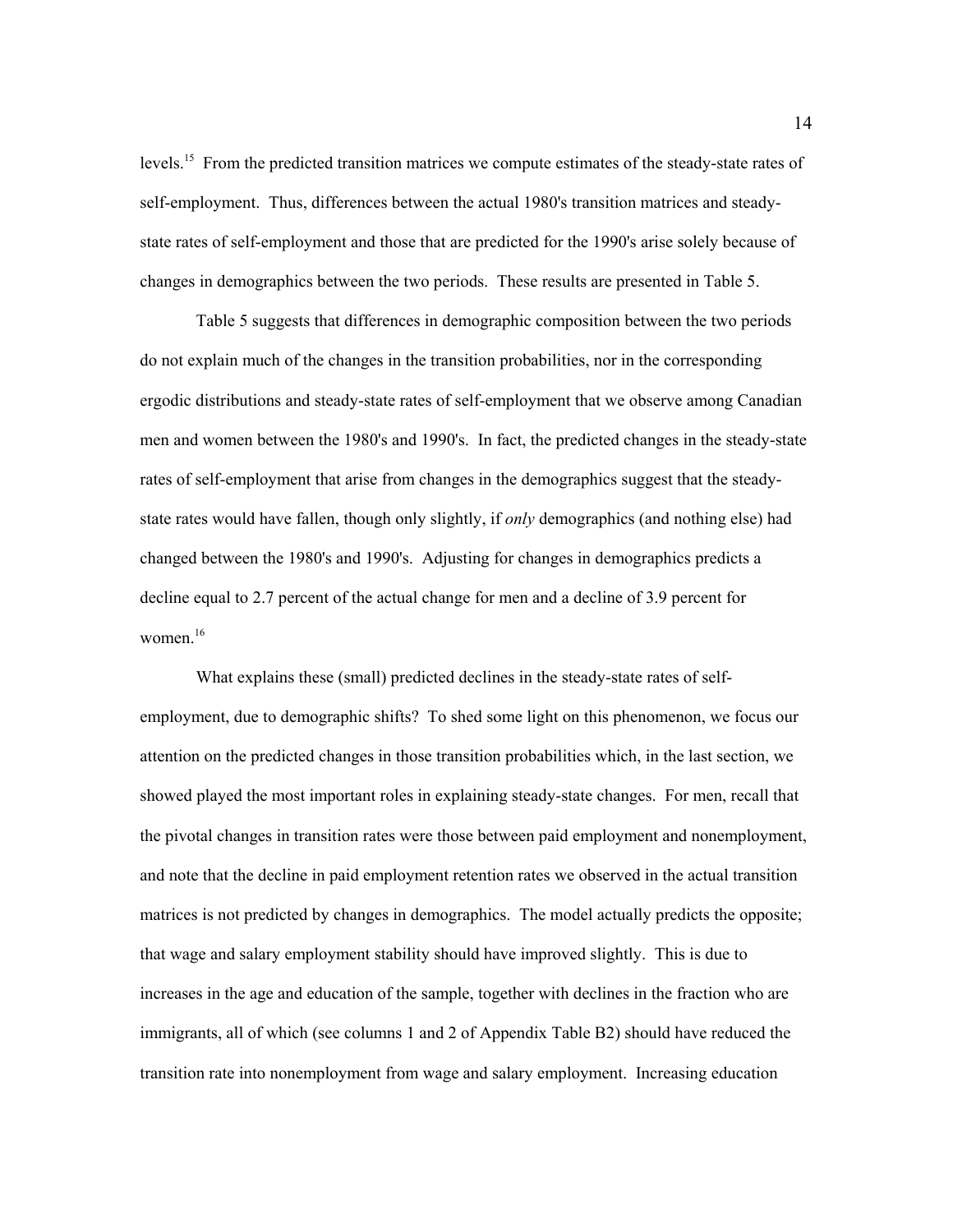levels.[15] From the predicted transition matrices we compute estimates of the steady-state rates of self-employment. Thus, differences between the actual 1980's transition matrices and steady-state rates of self-employment and those that are predicted for the 1990's arise solely because of changes in demographics between the two periods. These results are presented in Table 5.

Table 5 suggests that differences in demographic composition between the two periods do not explain much of the changes in the transition probabilities, nor in the corresponding ergodic distributions and steady-state rates of self-employment that we observe among Canadian men and women between the 1980's and 1990's. In fact, the predicted changes in the steady-state rates of self-employment that arise from changes in the demographics suggest that the steady-state rates would have fallen, though only slightly, if *only* demographics (and nothing else) had changed between the 1980's and 1990's. Adjusting for changes in demographics predicts a decline equal to 2.7 percent of the actual change for men and a decline of 3.9 percent for women.[16]

What explains these (small) predicted declines in the steady-state rates of self-employment, due to demographic shifts? To shed some light on this phenomenon, we focus our attention on the predicted changes in those transition probabilities which, in the last section, we showed played the most important roles in explaining steady-state changes. For men, recall that the pivotal changes in transition rates were those between paid employment and nonemployment, and note that the decline in paid employment retention rates we observed in the actual transition matrices is not predicted by changes in demographics. The model actually predicts the opposite; that wage and salary employment stability should have improved slightly. This is due to increases in the age and education of the sample, together with declines in the fraction who are immigrants, all of which (see columns 1 and 2 of Appendix Table B2) should have reduced the transition rate into nonemployment from wage and salary employment. Increasing education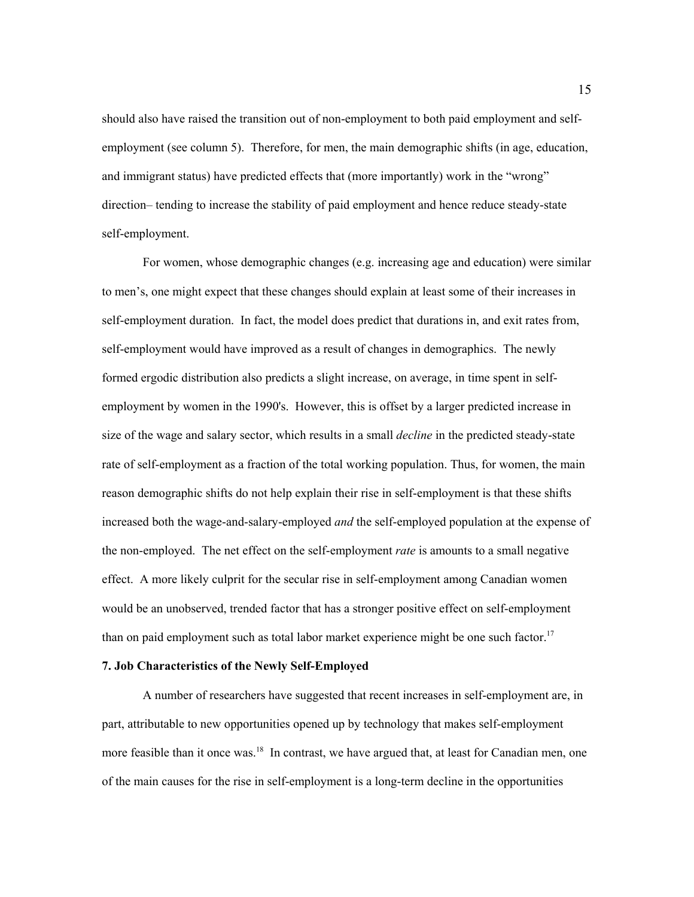should also have raised the transition out of non-employment to both paid employment and self-employment (see column 5). Therefore, for men, the main demographic shifts (in age, education, and immigrant status) have predicted effects that (more importantly) work in the "wrong" direction– tending to increase the stability of paid employment and hence reduce steady-state self-employment.

For women, whose demographic changes (e.g. increasing age and education) were similar to men's, one might expect that these changes should explain at least some of their increases in self-employment duration. In fact, the model does predict that durations in, and exit rates from, self-employment would have improved as a result of changes in demographics. The newly formed ergodic distribution also predicts a slight increase, on average, in time spent in self-employment by women in the 1990's. However, this is offset by a larger predicted increase in size of the wage and salary sector, which results in a small *decline* in the predicted steady-state rate of self-employment as a fraction of the total working population. Thus, for women, the main reason demographic shifts do not help explain their rise in self-employment is that these shifts increased both the wage-and-salary-employed *and* the self-employed population at the expense of the non-employed. The net effect on the self-employment *rate* is amounts to a small negative effect. A more likely culprit for the secular rise in self-employment among Canadian women would be an unobserved, trended factor that has a stronger positive effect on self-employment than on paid employment such as total labor market experience might be one such factor.[17]

**7. Job Characteristics of the Newly Self-Employed**

A number of researchers have suggested that recent increases in self-employment are, in part, attributable to new opportunities opened up by technology that makes self-employment more feasible than it once was.[18] In contrast, we have argued that, at least for Canadian men, one of the main causes for the rise in self-employment is a long-term decline in the opportunities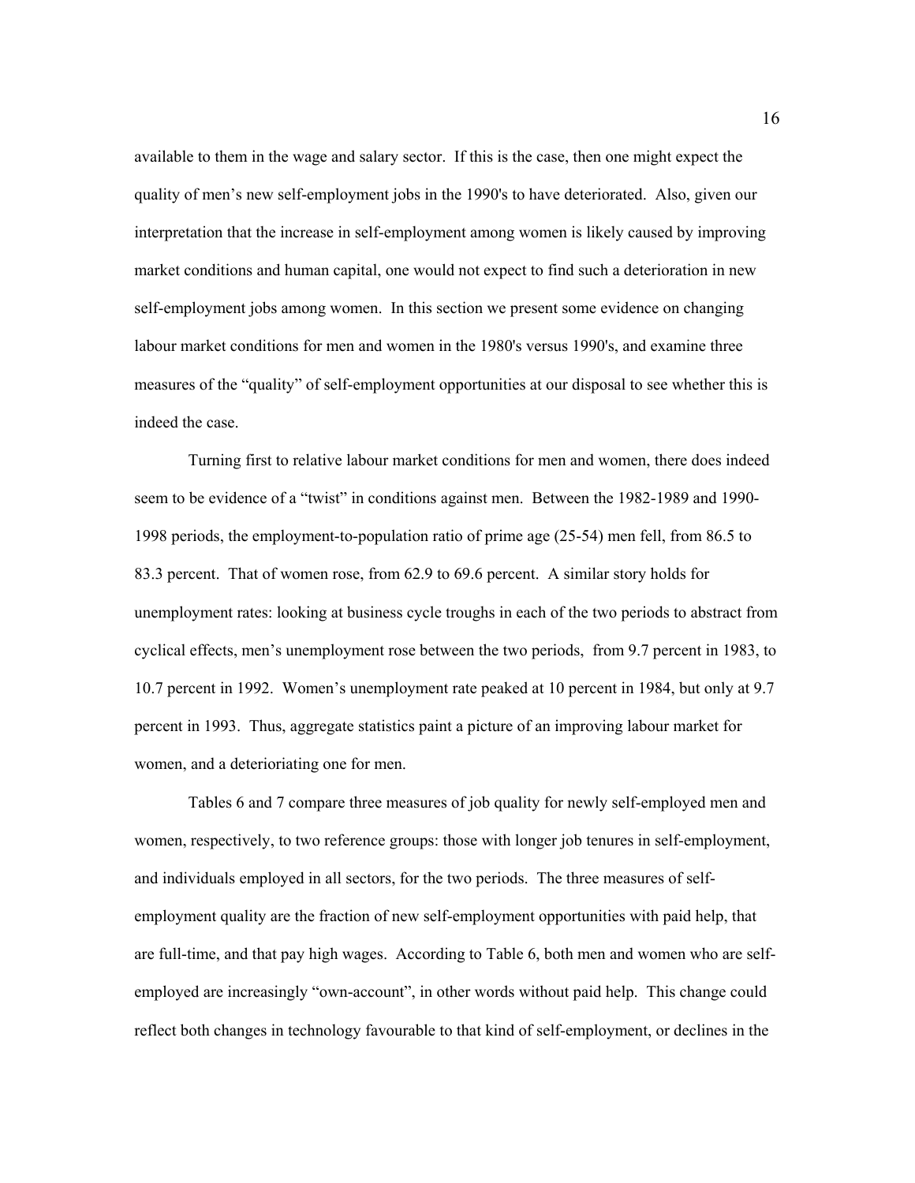available to them in the wage and salary sector. If this is the case, then one might expect the quality of men's new self-employment jobs in the 1990's to have deteriorated. Also, given our interpretation that the increase in self-employment among women is likely caused by improving market conditions and human capital, one would not expect to find such a deterioration in new self-employment jobs among women. In this section we present some evidence on changing labour market conditions for men and women in the 1980's versus 1990's, and examine three measures of the "quality" of self-employment opportunities at our disposal to see whether this is indeed the case.

Turning first to relative labour market conditions for men and women, there does indeed seem to be evidence of a "twist" in conditions against men. Between the 1982-1989 and 1990-1998 periods, the employment-to-population ratio of prime age (25-54) men fell, from 86.5 to 83.3 percent. That of women rose, from 62.9 to 69.6 percent. A similar story holds for unemployment rates: looking at business cycle troughs in each of the two periods to abstract from cyclical effects, men's unemployment rose between the two periods, from 9.7 percent in 1983, to 10.7 percent in 1992. Women's unemployment rate peaked at 10 percent in 1984, but only at 9.7 percent in 1993. Thus, aggregate statistics paint a picture of an improving labour market for women, and a deterioriating one for men.

Tables 6 and 7 compare three measures of job quality for newly self-employed men and women, respectively, to two reference groups: those with longer job tenures in self-employment, and individuals employed in all sectors, for the two periods. The three measures of self-employment quality are the fraction of new self-employment opportunities with paid help, that are full-time, and that pay high wages. According to Table 6, both men and women who are self-employed are increasingly "own-account", in other words without paid help. This change could reflect both changes in technology favourable to that kind of self-employment, or declines in the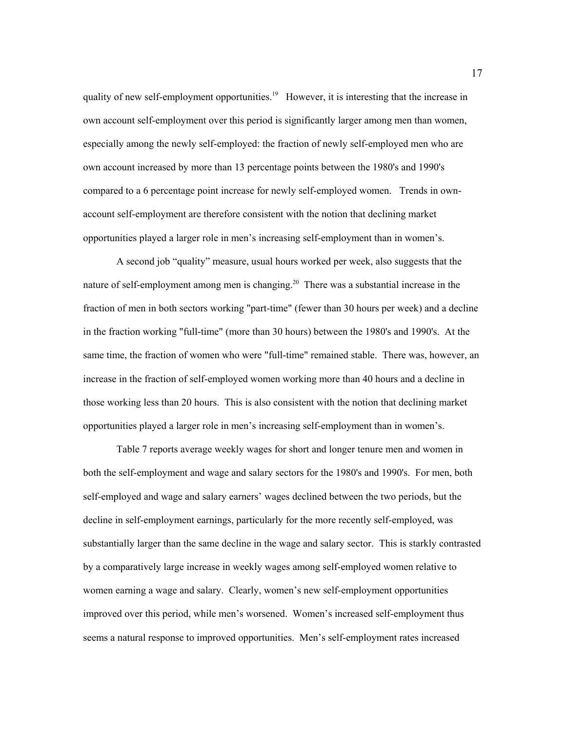quality of new self-employment opportunities.[19] However, it is interesting that the increase in own account self-employment over this period is significantly larger among men than women, especially among the newly self-employed: the fraction of newly self-employed men who are own account increased by more than 13 percentage points between the 1980's and 1990's compared to a 6 percentage point increase for newly self-employed women. Trends in own-account self-employment are therefore consistent with the notion that declining market opportunities played a larger role in men's increasing self-employment than in women's.

A second job "quality" measure, usual hours worked per week, also suggests that the nature of self-employment among men is changing.[20] There was a substantial increase in the fraction of men in both sectors working "part-time" (fewer than 30 hours per week) and a decline in the fraction working "full-time" (more than 30 hours) between the 1980's and 1990's. At the same time, the fraction of women who were "full-time" remained stable. There was, however, an increase in the fraction of self-employed women working more than 40 hours and a decline in those working less than 20 hours. This is also consistent with the notion that declining market opportunities played a larger role in men's increasing self-employment than in women's.

Table 7 reports average weekly wages for short and longer tenure men and women in both the self-employment and wage and salary sectors for the 1980's and 1990's. For men, both self-employed and wage and salary earners' wages declined between the two periods, but the decline in self-employment earnings, particularly for the more recently self-employed, was substantially larger than the same decline in the wage and salary sector. This is starkly contrasted by a comparatively large increase in weekly wages among self-employed women relative to women earning a wage and salary. Clearly, women's new self-employment opportunities improved over this period, while men's worsened. Women's increased self-employment thus seems a natural response to improved opportunities. Men's self-employment rates increased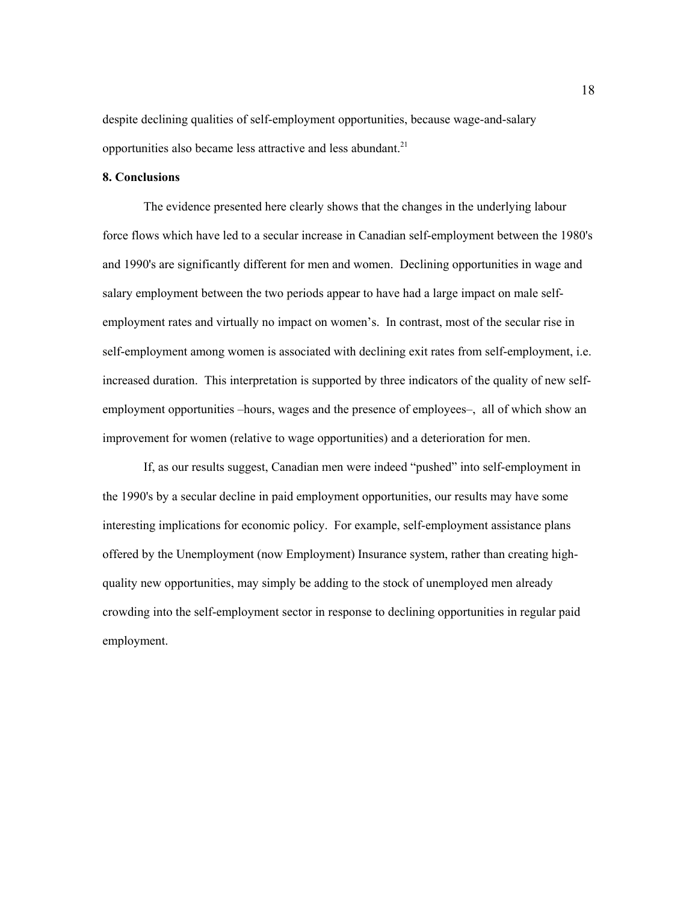despite declining qualities of self-employment opportunities, because wage-and-salary opportunities also became less attractive and less abundant.[21]

## 8. Conclusions

The evidence presented here clearly shows that the changes in the underlying labour force flows which have led to a secular increase in Canadian self-employment between the 1980's and 1990's are significantly different for men and women. Declining opportunities in wage and salary employment between the two periods appear to have had a large impact on male self-employment rates and virtually no impact on women's. In contrast, most of the secular rise in self-employment among women is associated with declining exit rates from self-employment, i.e. increased duration. This interpretation is supported by three indicators of the quality of new self-employment opportunities –hours, wages and the presence of employees–, all of which show an improvement for women (relative to wage opportunities) and a deterioration for men.

If, as our results suggest, Canadian men were indeed "pushed" into self-employment in the 1990's by a secular decline in paid employment opportunities, our results may have some interesting implications for economic policy. For example, self-employment assistance plans offered by the Unemployment (now Employment) Insurance system, rather than creating high-quality new opportunities, may simply be adding to the stock of unemployed men already crowding into the self-employment sector in response to declining opportunities in regular paid employment.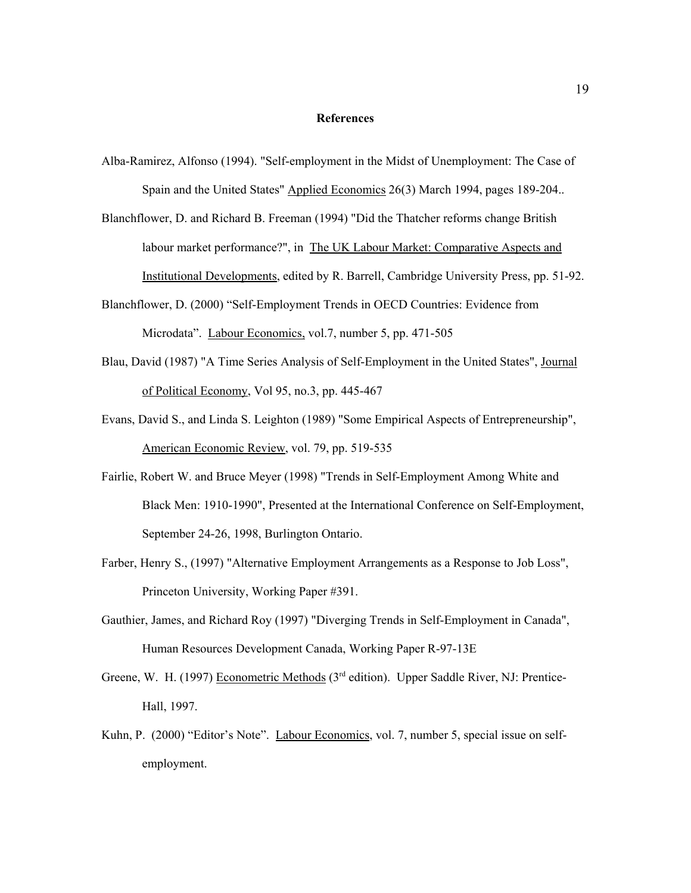## References

Alba-Ramirez, Alfonso (1994). "Self-employment in the Midst of Unemployment: The Case of Spain and the United States" Applied Economics 26(3) March 1994, pages 189-204..

Blanchflower, D. and Richard B. Freeman (1994) "Did the Thatcher reforms change British labour market performance?", in The UK Labour Market: Comparative Aspects and Institutional Developments, edited by R. Barrell, Cambridge University Press, pp. 51-92.

Blanchflower, D. (2000) "Self-Employment Trends in OECD Countries: Evidence from Microdata". Labour Economics, vol.7, number 5, pp. 471-505

Blau, David (1987) "A Time Series Analysis of Self-Employment in the United States", Journal of Political Economy, Vol 95, no.3, pp. 445-467

Evans, David S., and Linda S. Leighton (1989) "Some Empirical Aspects of Entrepreneurship", American Economic Review, vol. 79, pp. 519-535

Fairlie, Robert W. and Bruce Meyer (1998) "Trends in Self-Employment Among White and Black Men: 1910-1990", Presented at the International Conference on Self-Employment, September 24-26, 1998, Burlington Ontario.

Farber, Henry S., (1997) "Alternative Employment Arrangements as a Response to Job Loss", Princeton University, Working Paper #391.

Gauthier, James, and Richard Roy (1997) "Diverging Trends in Self-Employment in Canada", Human Resources Development Canada, Working Paper R-97-13E

Greene, W. H. (1997) Econometric Methods (3rd edition). Upper Saddle River, NJ: Prentice-Hall, 1997.

Kuhn, P. (2000) "Editor's Note". Labour Economics, vol. 7, number 5, special issue on self-employment.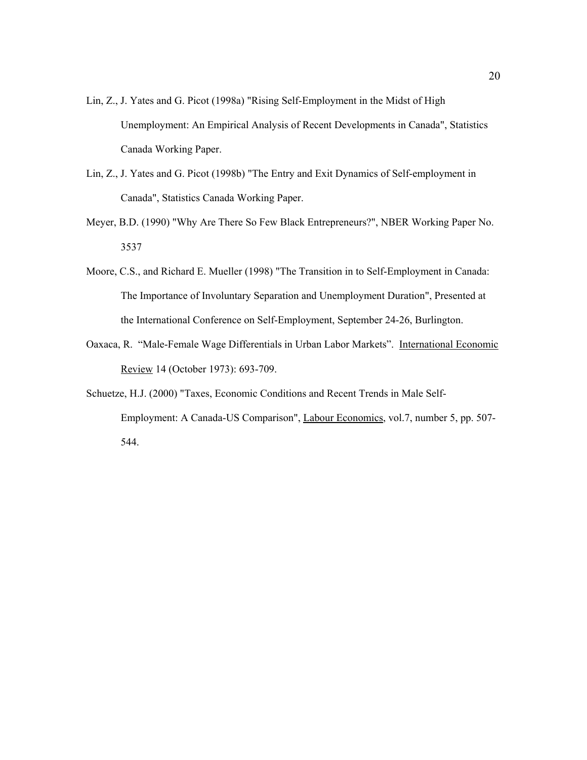Lin, Z., J. Yates and G. Picot (1998a) "Rising Self-Employment in the Midst of High Unemployment: An Empirical Analysis of Recent Developments in Canada", Statistics Canada Working Paper.

Lin, Z., J. Yates and G. Picot (1998b) "The Entry and Exit Dynamics of Self-employment in Canada", Statistics Canada Working Paper.

Meyer, B.D. (1990) "Why Are There So Few Black Entrepreneurs?", NBER Working Paper No. 3537

Moore, C.S., and Richard E. Mueller (1998) "The Transition in to Self-Employment in Canada: The Importance of Involuntary Separation and Unemployment Duration", Presented at the International Conference on Self-Employment, September 24-26, Burlington.

Oaxaca, R. "Male-Female Wage Differentials in Urban Labor Markets". International Economic Review 14 (October 1973): 693-709.

Schuetze, H.J. (2000) "Taxes, Economic Conditions and Recent Trends in Male Self-Employment: A Canada-US Comparison", Labour Economics, vol.7, number 5, pp. 507-544.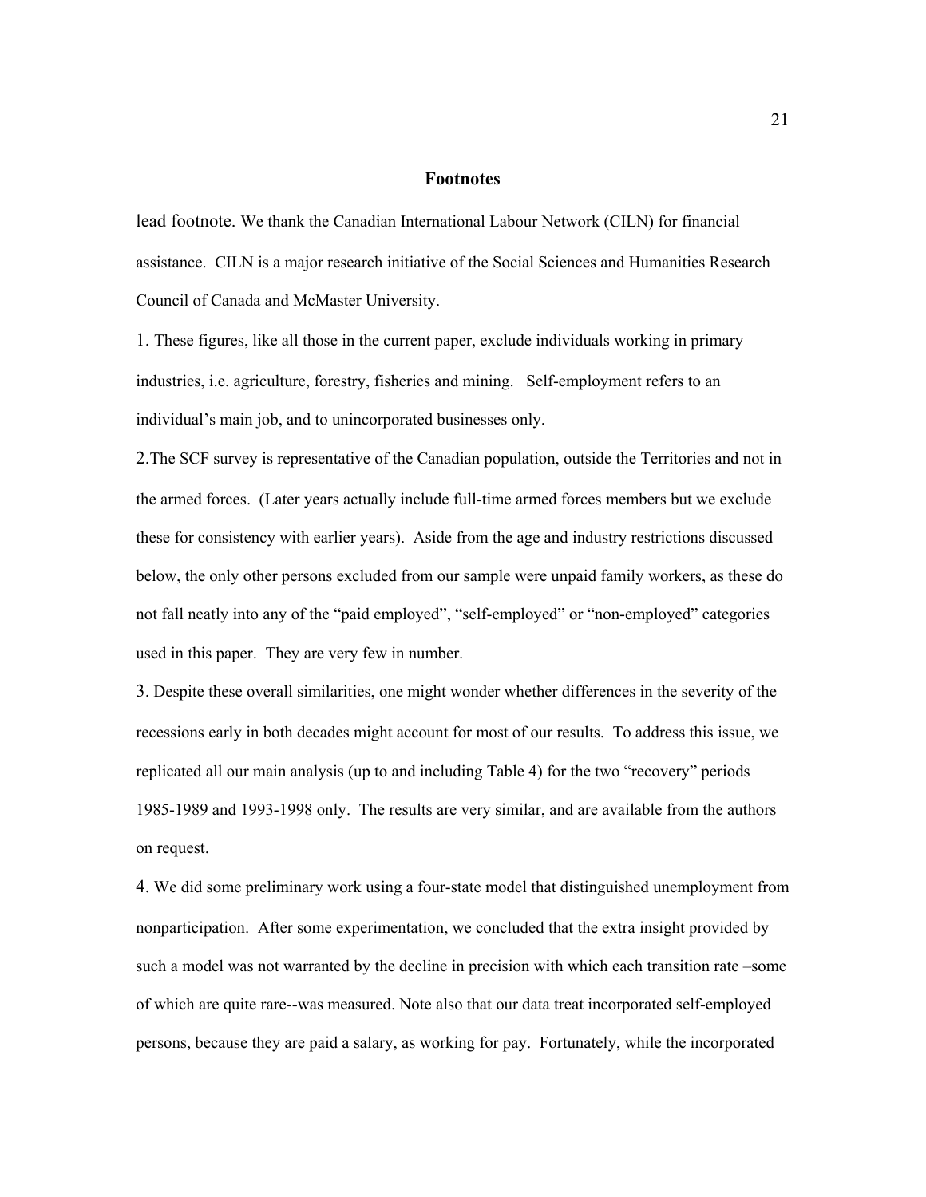## Footnotes

lead footnote. We thank the Canadian International Labour Network (CILN) for financial assistance. CILN is a major research initiative of the Social Sciences and Humanities Research Council of Canada and McMaster University.

1. These figures, like all those in the current paper, exclude individuals working in primary industries, i.e. agriculture, forestry, fisheries and mining. Self-employment refers to an individual's main job, and to unincorporated businesses only.

2.The SCF survey is representative of the Canadian population, outside the Territories and not in the armed forces. (Later years actually include full-time armed forces members but we exclude these for consistency with earlier years). Aside from the age and industry restrictions discussed below, the only other persons excluded from our sample were unpaid family workers, as these do not fall neatly into any of the "paid employed", "self-employed" or "non-employed" categories used in this paper. They are very few in number.

3. Despite these overall similarities, one might wonder whether differences in the severity of the recessions early in both decades might account for most of our results. To address this issue, we replicated all our main analysis (up to and including Table 4) for the two "recovery" periods 1985-1989 and 1993-1998 only. The results are very similar, and are available from the authors on request.

4. We did some preliminary work using a four-state model that distinguished unemployment from nonparticipation. After some experimentation, we concluded that the extra insight provided by such a model was not warranted by the decline in precision with which each transition rate –some of which are quite rare--was measured. Note also that our data treat incorporated self-employed persons, because they are paid a salary, as working for pay. Fortunately, while the incorporated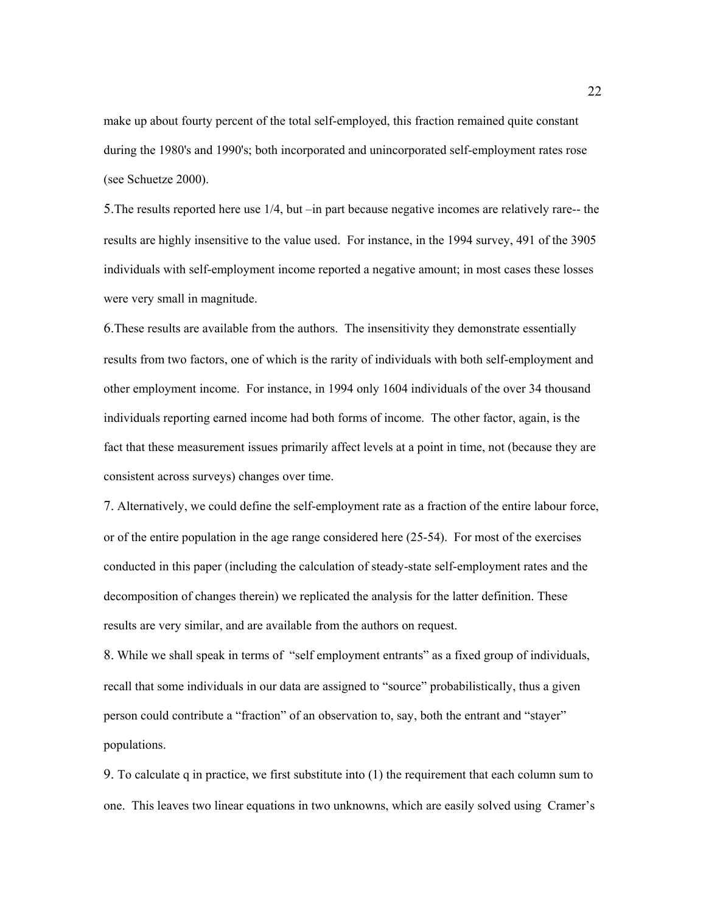make up about fourty percent of the total self-employed, this fraction remained quite constant during the 1980's and 1990's; both incorporated and unincorporated self-employment rates rose (see Schuetze 2000).

5.The results reported here use 1/4, but –in part because negative incomes are relatively rare-- the results are highly insensitive to the value used. For instance, in the 1994 survey, 491 of the 3905 individuals with self-employment income reported a negative amount; in most cases these losses were very small in magnitude.

6.These results are available from the authors. The insensitivity they demonstrate essentially results from two factors, one of which is the rarity of individuals with both self-employment and other employment income. For instance, in 1994 only 1604 individuals of the over 34 thousand individuals reporting earned income had both forms of income. The other factor, again, is the fact that these measurement issues primarily affect levels at a point in time, not (because they are consistent across surveys) changes over time.

7. Alternatively, we could define the self-employment rate as a fraction of the entire labour force, or of the entire population in the age range considered here (25-54). For most of the exercises conducted in this paper (including the calculation of steady-state self-employment rates and the decomposition of changes therein) we replicated the analysis for the latter definition. These results are very similar, and are available from the authors on request.

8. While we shall speak in terms of "self employment entrants" as a fixed group of individuals, recall that some individuals in our data are assigned to "source" probabilistically, thus a given person could contribute a "fraction" of an observation to, say, both the entrant and "stayer" populations.

9. To calculate q in practice, we first substitute into (1) the requirement that each column sum to one. This leaves two linear equations in two unknowns, which are easily solved using Cramer's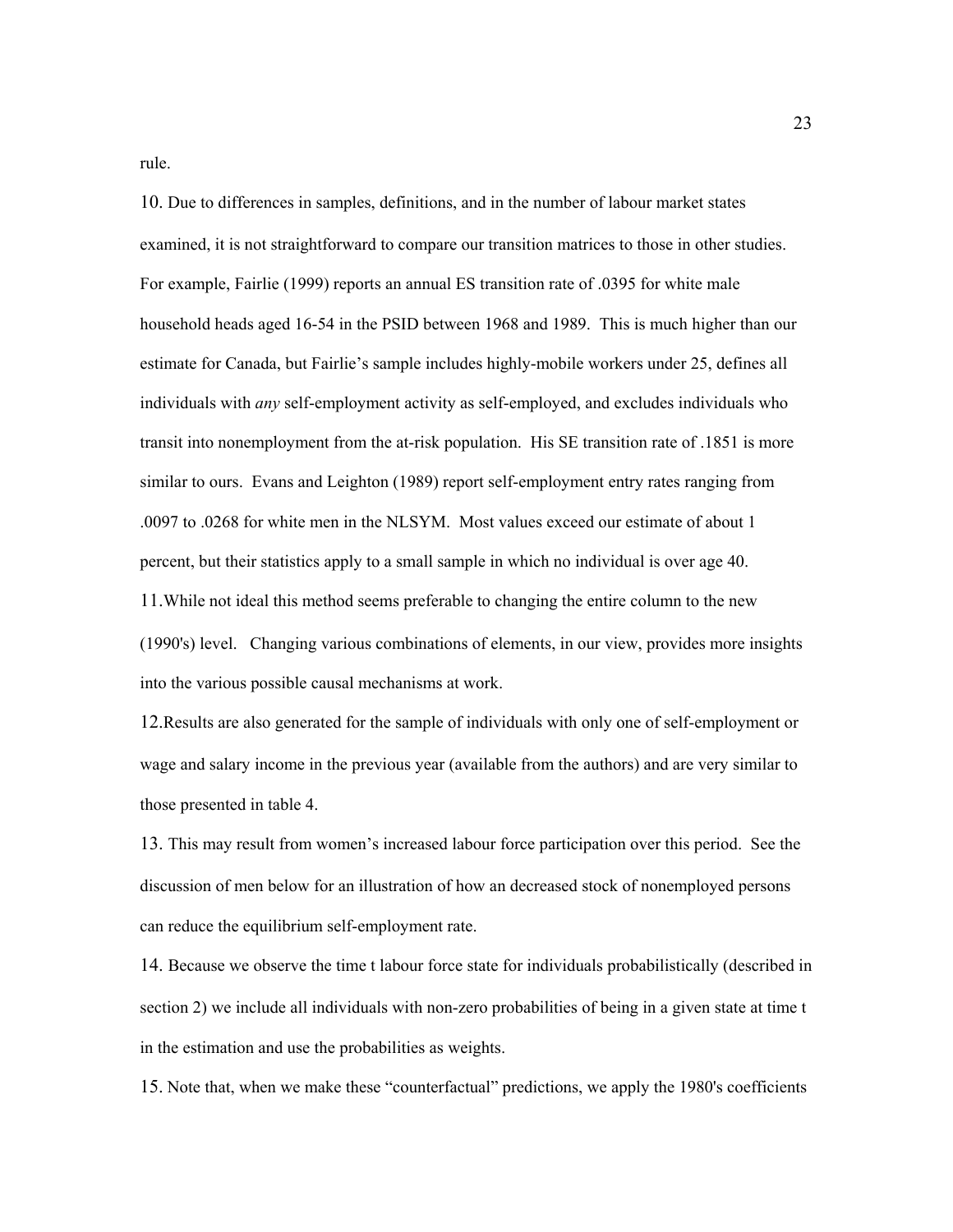rule.

10. Due to differences in samples, definitions, and in the number of labour market states examined, it is not straightforward to compare our transition matrices to those in other studies. For example, Fairlie (1999) reports an annual ES transition rate of .0395 for white male household heads aged 16-54 in the PSID between 1968 and 1989. This is much higher than our estimate for Canada, but Fairlie's sample includes highly-mobile workers under 25, defines all individuals with *any* self-employment activity as self-employed, and excludes individuals who transit into nonemployment from the at-risk population. His SE transition rate of .1851 is more similar to ours. Evans and Leighton (1989) report self-employment entry rates ranging from .0097 to .0268 for white men in the NLSYM. Most values exceed our estimate of about 1 percent, but their statistics apply to a small sample in which no individual is over age 40.

11. While not ideal this method seems preferable to changing the entire column to the new (1990's) level. Changing various combinations of elements, in our view, provides more insights into the various possible causal mechanisms at work.

12. Results are also generated for the sample of individuals with only one of self-employment or wage and salary income in the previous year (available from the authors) and are very similar to those presented in table 4.

13. This may result from women's increased labour force participation over this period. See the discussion of men below for an illustration of how an decreased stock of nonemployed persons can reduce the equilibrium self-employment rate.

14. Because we observe the time t labour force state for individuals probabilistically (described in section 2) we include all individuals with non-zero probabilities of being in a given state at time t in the estimation and use the probabilities as weights.

15. Note that, when we make these "counterfactual" predictions, we apply the 1980's coefficients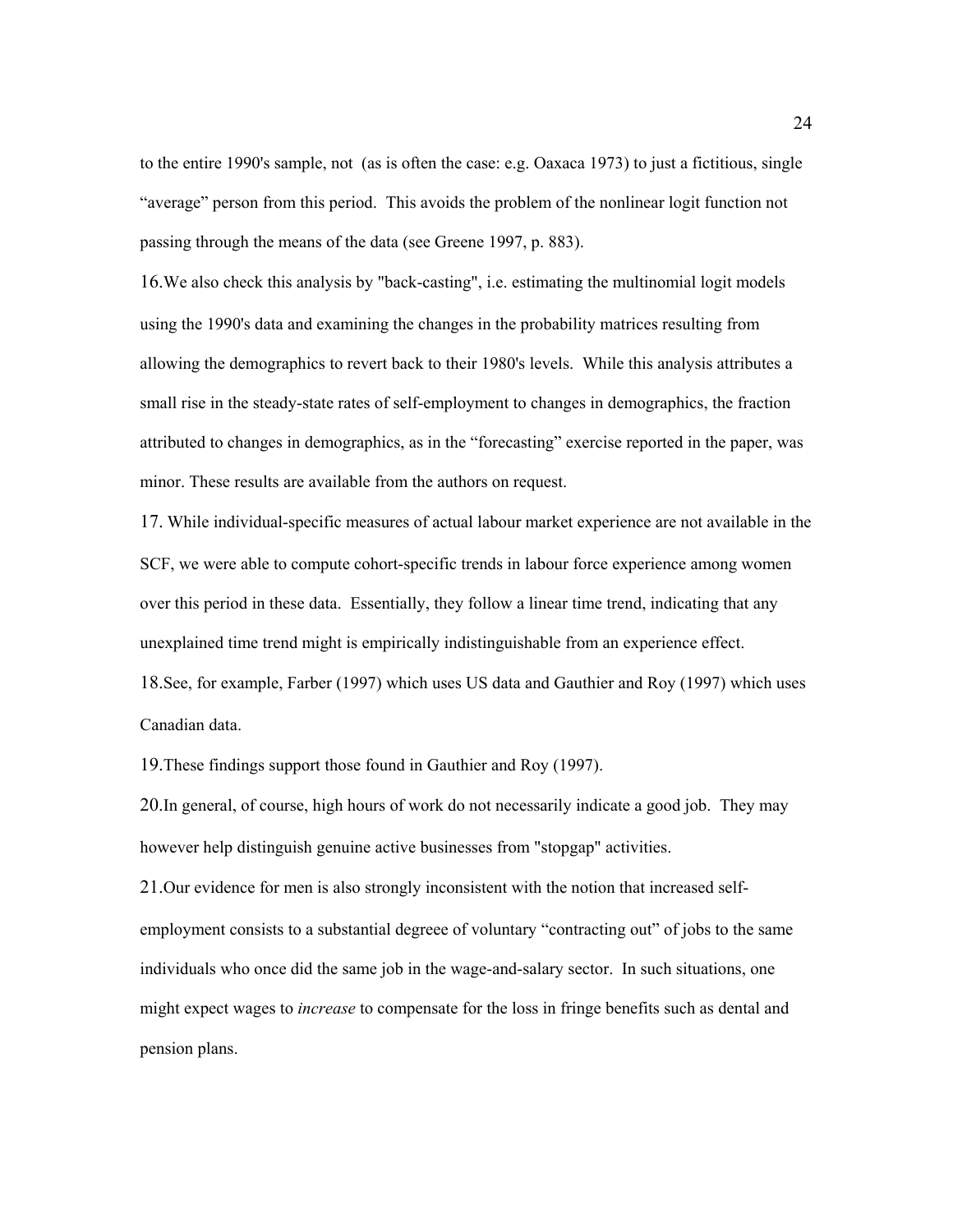to the entire 1990's sample, not (as is often the case: e.g. Oaxaca 1973) to just a fictitious, single "average" person from this period. This avoids the problem of the nonlinear logit function not passing through the means of the data (see Greene 1997, p. 883).

16.We also check this analysis by "back-casting", i.e. estimating the multinomial logit models using the 1990's data and examining the changes in the probability matrices resulting from allowing the demographics to revert back to their 1980's levels. While this analysis attributes a small rise in the steady-state rates of self-employment to changes in demographics, the fraction attributed to changes in demographics, as in the "forecasting" exercise reported in the paper, was minor. These results are available from the authors on request.

17. While individual-specific measures of actual labour market experience are not available in the SCF, we were able to compute cohort-specific trends in labour force experience among women over this period in these data. Essentially, they follow a linear time trend, indicating that any unexplained time trend might is empirically indistinguishable from an experience effect.

18.See, for example, Farber (1997) which uses US data and Gauthier and Roy (1997) which uses Canadian data.

19.These findings support those found in Gauthier and Roy (1997).

20.In general, of course, high hours of work do not necessarily indicate a good job. They may however help distinguish genuine active businesses from "stopgap" activities.

21.Our evidence for men is also strongly inconsistent with the notion that increased self-employment consists to a substantial degreee of voluntary "contracting out" of jobs to the same individuals who once did the same job in the wage-and-salary sector. In such situations, one might expect wages to *increase* to compensate for the loss in fringe benefits such as dental and pension plans.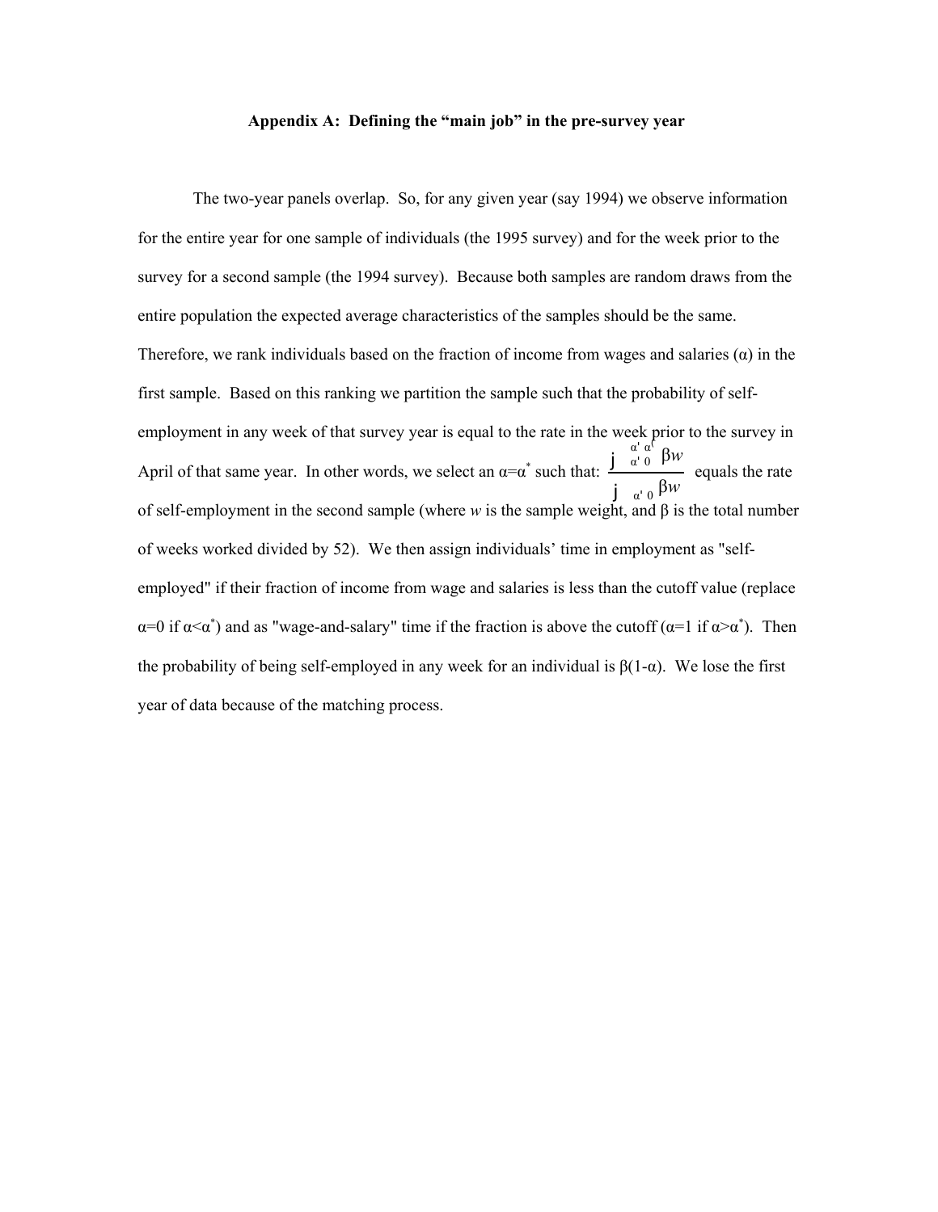### Appendix A: Defining the "main job" in the pre-survey year

The two-year panels overlap. So, for any given year (say 1994) we observe information for the entire year for one sample of individuals (the 1995 survey) and for the week prior to the survey for a second sample (the 1994 survey). Because both samples are random draws from the entire population the expected average characteristics of the samples should be the same. Therefore, we rank individuals based on the fraction of income from wages and salaries (α) in the first sample. Based on this ranking we partition the sample such that the probability of self-employment in any week of that survey year is equal to the rate in the week prior to the survey in April of that same year. In other words, we select an $\alpha=\alpha^*$ such that: $\frac{\sum_{\alpha=0}^{\alpha=\alpha^*} \beta w}{\sum_{\alpha=0} \beta w}$ equals the rate of self-employment in the second sample (where $w$ is the sample weight, and β is the total number of weeks worked divided by 52). We then assign individuals' time in employment as "self-employed" if their fraction of income from wage and salaries is less than the cutoff value (replace $\alpha=0$ if $\alpha<\alpha^*$) and as "wage-and-salary" time if the fraction is above the cutoff ($\alpha=1$ if $\alpha>\alpha^*$). Then the probability of being self-employed in any week for an individual is $\beta(1-\alpha)$. We lose the first year of data because of the matching process.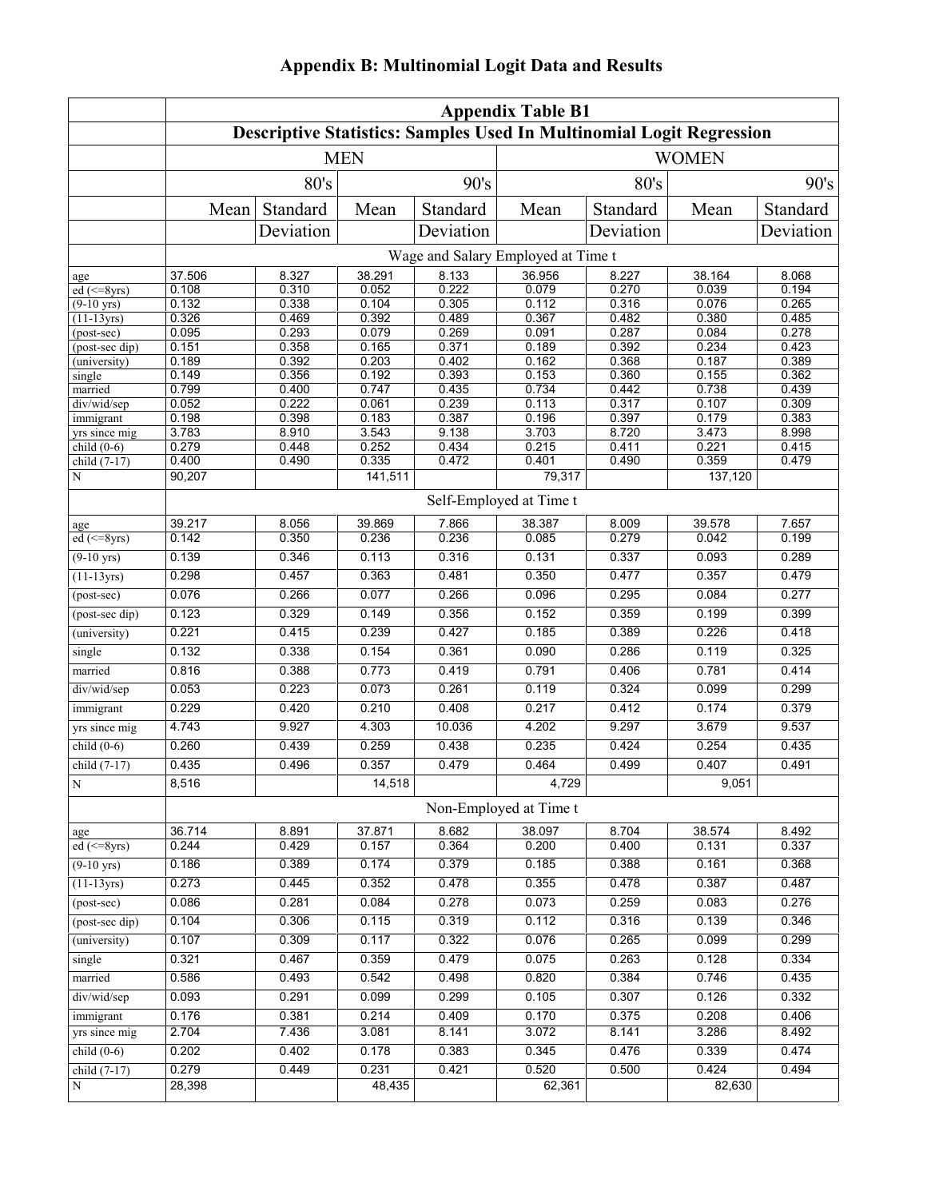## Appendix B: Multinomial Logit Data and Results

| | Appendix Table B1 | | | | | | | |
|---|---|---|---|---|---|---|---|---|
| | Descriptive Statistics: Samples Used In Multinomial Logit Regression | | | | | | | |
| | MEN | | | | WOMEN | | | |
| | 80's | | 90's | | 80's | | 90's | |
| | Mean | Standard Deviation | Mean | Standard Deviation | Mean | Standard Deviation | Mean | Standard Deviation |
| | Wage and Salary Employed at Time t | | | | | | | |
| age | 37.506 | 8.327 | 38.291 | 8.133 | 36.956 | 8.227 | 38.164 | 8.068 |
| ed (<=8yrs) | 0.108 | 0.310 | 0.052 | 0.222 | 0.079 | 0.270 | 0.039 | 0.194 |
| (9-10 yrs) | 0.132 | 0.338 | 0.104 | 0.305 | 0.112 | 0.316 | 0.076 | 0.265 |
| (11-13yrs) | 0.326 | 0.469 | 0.392 | 0.489 | 0.367 | 0.482 | 0.380 | 0.485 |
| (post-sec) | 0.095 | 0.293 | 0.079 | 0.269 | 0.091 | 0.287 | 0.084 | 0.278 |
| (post-sec dip) | 0.151 | 0.358 | 0.165 | 0.371 | 0.189 | 0.392 | 0.234 | 0.423 |
| (university) | 0.189 | 0.392 | 0.203 | 0.402 | 0.162 | 0.368 | 0.187 | 0.389 |
| single | 0.149 | 0.356 | 0.192 | 0.393 | 0.153 | 0.360 | 0.155 | 0.362 |
| married | 0.799 | 0.400 | 0.747 | 0.435 | 0.734 | 0.442 | 0.738 | 0.439 |
| div/wid/sep | 0.052 | 0.222 | 0.061 | 0.239 | 0.113 | 0.317 | 0.107 | 0.309 |
| immigrant | 0.198 | 0.398 | 0.183 | 0.387 | 0.196 | 0.397 | 0.179 | 0.383 |
| yrs since mig | 3.783 | 8.910 | 3.543 | 9.138 | 3.703 | 8.720 | 3.473 | 8.998 |
| child (0-6) | 0.279 | 0.448 | 0.252 | 0.434 | 0.215 | 0.411 | 0.221 | 0.415 |
| child (7-17) | 0.400 | 0.490 | 0.335 | 0.472 | 0.401 | 0.490 | 0.359 | 0.479 |
| N | 90,207 | | 141,511 | | 79,317 | | 137,120 | |
| | Self-Employed at Time t | | | | | | | |
| age | 39.217 | 8.056 | 39.869 | 7.866 | 38.387 | 8.009 | 39.578 | 7.657 |
| ed (<=8yrs) | 0.142 | 0.350 | 0.236 | 0.236 | 0.085 | 0.279 | 0.042 | 0.199 |
| (9-10 yrs) | 0.139 | 0.346 | 0.113 | 0.316 | 0.131 | 0.337 | 0.093 | 0.289 |
| (11-13yrs) | 0.298 | 0.457 | 0.363 | 0.481 | 0.350 | 0.477 | 0.357 | 0.479 |
| (post-sec) | 0.076 | 0.266 | 0.077 | 0.266 | 0.096 | 0.295 | 0.084 | 0.277 |
| (post-sec dip) | 0.123 | 0.329 | 0.149 | 0.356 | 0.152 | 0.359 | 0.199 | 0.399 |
| (university) | 0.221 | 0.415 | 0.239 | 0.427 | 0.185 | 0.389 | 0.226 | 0.418 |
| single | 0.132 | 0.338 | 0.154 | 0.361 | 0.090 | 0.286 | 0.119 | 0.325 |
| married | 0.816 | 0.388 | 0.773 | 0.419 | 0.791 | 0.406 | 0.781 | 0.414 |
| div/wid/sep | 0.053 | 0.223 | 0.073 | 0.261 | 0.119 | 0.324 | 0.099 | 0.299 |
| immigrant | 0.229 | 0.420 | 0.210 | 0.408 | 0.217 | 0.412 | 0.174 | 0.379 |
| yrs since mig | 4.743 | 9.927 | 4.303 | 10.036 | 4.202 | 9.297 | 3.679 | 9.537 |
| child (0-6) | 0.260 | 0.439 | 0.259 | 0.438 | 0.235 | 0.424 | 0.254 | 0.435 |
| child (7-17) | 0.435 | 0.496 | 0.357 | 0.479 | 0.464 | 0.499 | 0.407 | 0.491 |
| N | 8,516 | | 14,518 | | 4,729 | | 9,051 | |
| | Non-Employed at Time t | | | | | | | |
| age | 36.714 | 8.891 | 37.871 | 8.682 | 38.097 | 8.704 | 38.574 | 8.492 |
| ed (<=8yrs) | 0.244 | 0.429 | 0.157 | 0.364 | 0.200 | 0.400 | 0.131 | 0.337 |
| (9-10 yrs) | 0.186 | 0.389 | 0.174 | 0.379 | 0.185 | 0.388 | 0.161 | 0.368 |
| (11-13yrs) | 0.273 | 0.445 | 0.352 | 0.478 | 0.355 | 0.478 | 0.387 | 0.487 |
| (post-sec) | 0.086 | 0.281 | 0.084 | 0.278 | 0.073 | 0.259 | 0.083 | 0.276 |
| (post-sec dip) | 0.104 | 0.306 | 0.115 | 0.319 | 0.112 | 0.316 | 0.139 | 0.346 |
| (university) | 0.107 | 0.309 | 0.117 | 0.322 | 0.076 | 0.265 | 0.099 | 0.299 |
| single | 0.321 | 0.467 | 0.359 | 0.479 | 0.075 | 0.263 | 0.128 | 0.334 |
| married | 0.586 | 0.493 | 0.542 | 0.498 | 0.820 | 0.384 | 0.746 | 0.435 |
| div/wid/sep | 0.093 | 0.291 | 0.099 | 0.299 | 0.105 | 0.307 | 0.126 | 0.332 |
| immigrant | 0.176 | 0.381 | 0.214 | 0.409 | 0.170 | 0.375 | 0.208 | 0.406 |
| yrs since mig | 2.704 | 7.436 | 3.081 | 8.141 | 3.072 | 8.141 | 3.286 | 8.492 |
| child (0-6) | 0.202 | 0.402 | 0.178 | 0.383 | 0.345 | 0.476 | 0.339 | 0.474 |
| child (7-17) | 0.279 | 0.449 | 0.231 | 0.421 | 0.520 | 0.500 | 0.424 | 0.494 |
| N | 28,398 | | 48,435 | | 62,361 | | 82,630 | |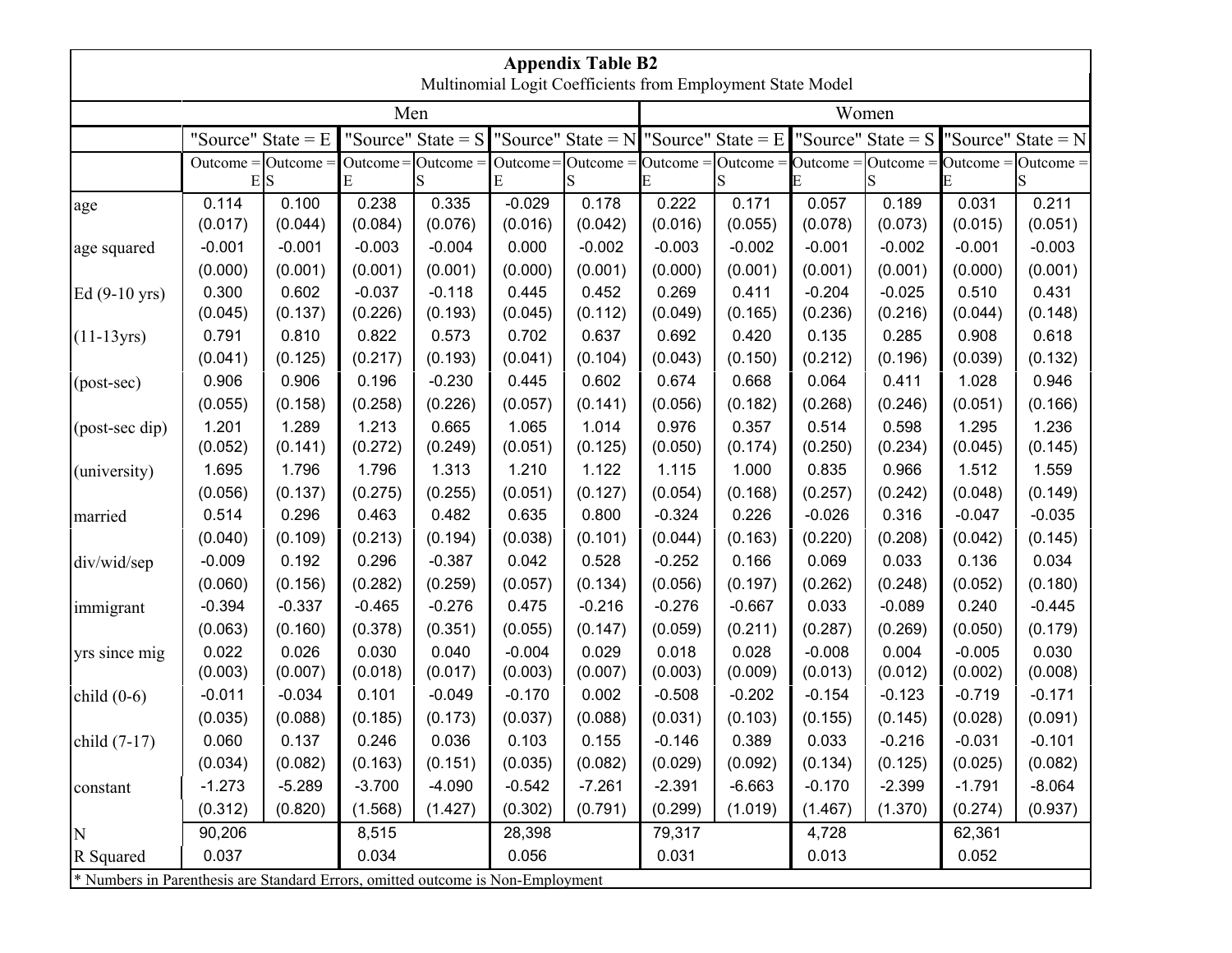## Appendix Table B2

Multinomial Logit Coefficients from Employment State Model

| | Men | | | | | | Women | | | | | |
|---|---|---|---|---|---|---|---|---|---|---|---|---|
| | "Source" State = E | | "Source" State = S | | "Source" State = N | | "Source" State = E | | "Source" State = S | | "Source" State = N | |
| | Outcome = E | Outcome = S | Outcome = E | Outcome = S | Outcome = E | Outcome = S | Outcome = E | Outcome = S | Outcome = E | Outcome = S | Outcome = E | Outcome = S |
| age | 0.114 | 0.100 | 0.238 | 0.335 | -0.029 | 0.178 | 0.222 | 0.171 | 0.057 | 0.189 | 0.031 | 0.211 |
| | (0.017) | (0.044) | (0.084) | (0.076) | (0.016) | (0.042) | (0.016) | (0.055) | (0.078) | (0.073) | (0.015) | (0.051) |
| age squared | -0.001 | -0.001 | -0.003 | -0.004 | 0.000 | -0.002 | -0.003 | -0.002 | -0.001 | -0.002 | -0.001 | -0.003 |
| | (0.000) | (0.001) | (0.001) | (0.001) | (0.000) | (0.001) | (0.000) | (0.001) | (0.001) | (0.001) | (0.000) | (0.001) |
| Ed (9-10 yrs) | 0.300 | 0.602 | -0.037 | -0.118 | 0.445 | 0.452 | 0.269 | 0.411 | -0.204 | -0.025 | 0.510 | 0.431 |
| | (0.045) | (0.137) | (0.226) | (0.193) | (0.045) | (0.112) | (0.049) | (0.165) | (0.236) | (0.216) | (0.044) | (0.148) |
| (11-13yrs) | 0.791 | 0.810 | 0.822 | 0.573 | 0.702 | 0.637 | 0.692 | 0.420 | 0.135 | 0.285 | 0.908 | 0.618 |
| | (0.041) | (0.125) | (0.217) | (0.193) | (0.041) | (0.104) | (0.043) | (0.150) | (0.212) | (0.196) | (0.039) | (0.132) |
| (post-sec) | 0.906 | 0.906 | 0.196 | -0.230 | 0.445 | 0.602 | 0.674 | 0.668 | 0.064 | 0.411 | 1.028 | 0.946 |
| | (0.055) | (0.158) | (0.258) | (0.226) | (0.057) | (0.141) | (0.056) | (0.182) | (0.268) | (0.246) | (0.051) | (0.166) |
| (post-sec dip) | 1.201 | 1.289 | 1.213 | 0.665 | 1.065 | 1.014 | 0.976 | 0.357 | 0.514 | 0.598 | 1.295 | 1.236 |
| | (0.052) | (0.141) | (0.272) | (0.249) | (0.051) | (0.125) | (0.050) | (0.174) | (0.250) | (0.234) | (0.045) | (0.145) |
| (university) | 1.695 | 1.796 | 1.796 | 1.313 | 1.210 | 1.122 | 1.115 | 1.000 | 0.835 | 0.966 | 1.512 | 1.559 |
| | (0.056) | (0.137) | (0.275) | (0.255) | (0.051) | (0.127) | (0.054) | (0.168) | (0.257) | (0.242) | (0.048) | (0.149) |
| married | 0.514 | 0.296 | 0.463 | 0.482 | 0.635 | 0.800 | -0.324 | 0.226 | -0.026 | 0.316 | -0.047 | -0.035 |
| | (0.040) | (0.109) | (0.213) | (0.194) | (0.038) | (0.101) | (0.044) | (0.163) | (0.220) | (0.208) | (0.042) | (0.145) |
| div/wid/sep | -0.009 | 0.192 | 0.296 | -0.387 | 0.042 | 0.528 | -0.252 | 0.166 | 0.069 | 0.033 | 0.136 | 0.034 |
| | (0.060) | (0.156) | (0.282) | (0.259) | (0.057) | (0.134) | (0.056) | (0.197) | (0.262) | (0.248) | (0.052) | (0.180) |
| immigrant | -0.394 | -0.337 | -0.465 | -0.276 | 0.475 | -0.216 | -0.276 | -0.667 | 0.033 | -0.089 | 0.240 | -0.445 |
| | (0.063) | (0.160) | (0.378) | (0.351) | (0.055) | (0.147) | (0.059) | (0.211) | (0.287) | (0.269) | (0.050) | (0.179) |
| yrs since mig | 0.022 | 0.026 | 0.030 | 0.040 | -0.004 | 0.029 | 0.018 | 0.028 | -0.008 | 0.004 | -0.005 | 0.030 |
| | (0.003) | (0.007) | (0.018) | (0.017) | (0.003) | (0.007) | (0.003) | (0.009) | (0.013) | (0.012) | (0.002) | (0.008) |
| child (0-6) | -0.011 | -0.034 | 0.101 | -0.049 | -0.170 | 0.002 | -0.508 | -0.202 | -0.154 | -0.123 | -0.719 | -0.171 |
| | (0.035) | (0.088) | (0.185) | (0.173) | (0.037) | (0.088) | (0.031) | (0.103) | (0.155) | (0.145) | (0.028) | (0.091) |
| child (7-17) | 0.060 | 0.137 | 0.246 | 0.036 | 0.103 | 0.155 | -0.146 | 0.389 | 0.033 | -0.216 | -0.031 | -0.101 |
| | (0.034) | (0.082) | (0.163) | (0.151) | (0.035) | (0.082) | (0.029) | (0.092) | (0.134) | (0.125) | (0.025) | (0.082) |
| constant | -1.273 | -5.289 | -3.700 | -4.090 | -0.542 | -7.261 | -2.391 | -6.663 | -0.170 | -2.399 | -1.791 | -8.064 |
| | (0.312) | (0.820) | (1.568) | (1.427) | (0.302) | (0.791) | (0.299) | (1.019) | (1.467) | (1.370) | (0.274) | (0.937) |
| N | 90,206 | | 8,515 | | 28,398 | | 79,317 | | 4,728 | | 62,361 | |
| R Squared | 0.037 | | 0.034 | | 0.056 | | 0.031 | | 0.013 | | 0.052 | |

* Numbers in Parenthesis are Standard Errors, omitted outcome is Non-Employment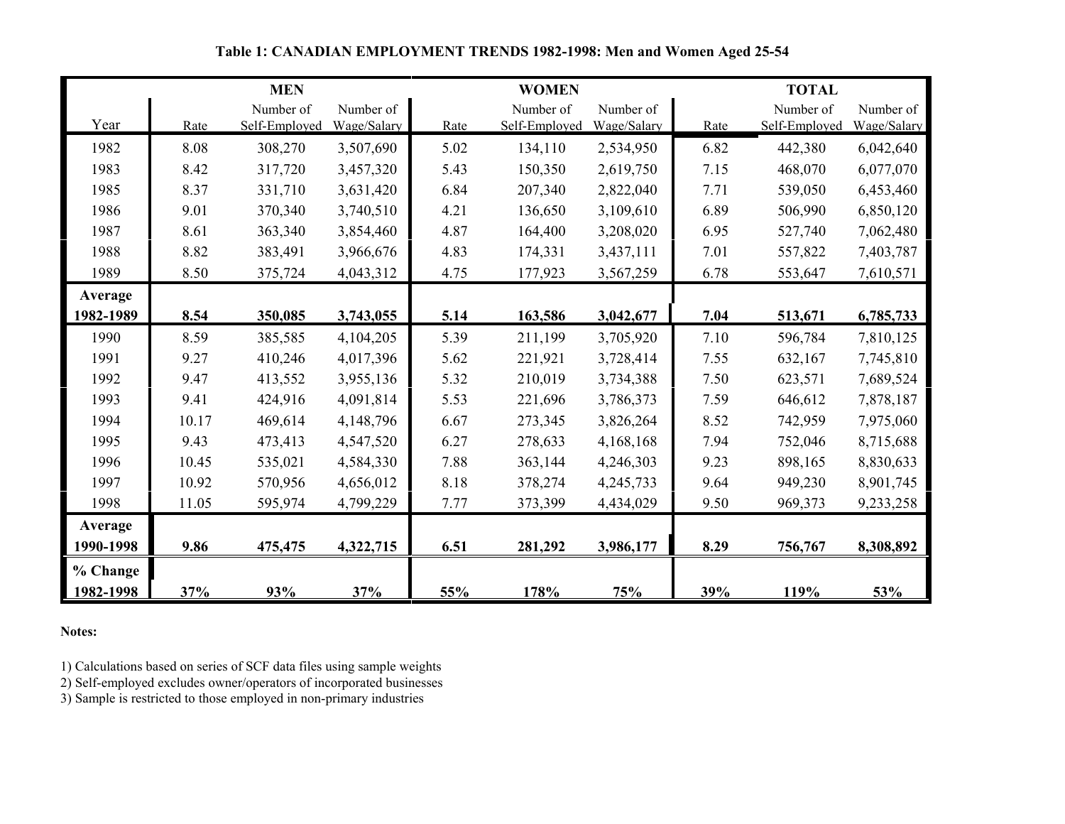**Table 1: CANADIAN EMPLOYMENT TRENDS 1982-1998: Men and Women Aged 25-54**

| | MEN | | | WOMEN | | | TOTAL | | |
|---|---|---|---|---|---|---|---|---|---|
| Year | Rate | Number of Self-Employed | Number of Wage/Salary | Rate | Number of Self-Employed | Number of Wage/Salary | Rate | Number of Self-Employed | Number of Wage/Salary |
| 1982 | 8.08 | 308,270 | 3,507,690 | 5.02 | 134,110 | 2,534,950 | 6.82 | 442,380 | 6,042,640 |
| 1983 | 8.42 | 317,720 | 3,457,320 | 5.43 | 150,350 | 2,619,750 | 7.15 | 468,070 | 6,077,070 |
| 1985 | 8.37 | 331,710 | 3,631,420 | 6.84 | 207,340 | 2,822,040 | 7.71 | 539,050 | 6,453,460 |
| 1986 | 9.01 | 370,340 | 3,740,510 | 4.21 | 136,650 | 3,109,610 | 6.89 | 506,990 | 6,850,120 |
| 1987 | 8.61 | 363,340 | 3,854,460 | 4.87 | 164,400 | 3,208,020 | 6.95 | 527,740 | 7,062,480 |
| 1988 | 8.82 | 383,491 | 3,966,676 | 4.83 | 174,331 | 3,437,111 | 7.01 | 557,822 | 7,403,787 |
| 1989 | 8.50 | 375,724 | 4,043,312 | 4.75 | 177,923 | 3,567,259 | 6.78 | 553,647 | 7,610,571 |
| **Average 1982-1989** | **8.54** | **350,085** | **3,743,055** | **5.14** | **163,586** | **3,042,677** | **7.04** | **513,671** | **6,785,733** |
| 1990 | 8.59 | 385,585 | 4,104,205 | 5.39 | 211,199 | 3,705,920 | 7.10 | 596,784 | 7,810,125 |
| 1991 | 9.27 | 410,246 | 4,017,396 | 5.62 | 221,921 | 3,728,414 | 7.55 | 632,167 | 7,745,810 |
| 1992 | 9.47 | 413,552 | 3,955,136 | 5.32 | 210,019 | 3,734,388 | 7.50 | 623,571 | 7,689,524 |
| 1993 | 9.41 | 424,916 | 4,091,814 | 5.53 | 221,696 | 3,786,373 | 7.59 | 646,612 | 7,878,187 |
| 1994 | 10.17 | 469,614 | 4,148,796 | 6.67 | 273,345 | 3,826,264 | 8.52 | 742,959 | 7,975,060 |
| 1995 | 9.43 | 473,413 | 4,547,520 | 6.27 | 278,633 | 4,168,168 | 7.94 | 752,046 | 8,715,688 |
| 1996 | 10.45 | 535,021 | 4,584,330 | 7.88 | 363,144 | 4,246,303 | 9.23 | 898,165 | 8,830,633 |
| 1997 | 10.92 | 570,956 | 4,656,012 | 8.18 | 378,274 | 4,245,733 | 9.64 | 949,230 | 8,901,745 |
| 1998 | 11.05 | 595,974 | 4,799,229 | 7.77 | 373,399 | 4,434,029 | 9.50 | 969,373 | 9,233,258 |
| **Average 1990-1998** | **9.86** | **475,475** | **4,322,715** | **6.51** | **281,292** | **3,986,177** | **8.29** | **756,767** | **8,308,892** |
| **% Change 1982-1998** | **37%** | **93%** | **37%** | **55%** | **178%** | **75%** | **39%** | **119%** | **53%** |

**Notes:**

1) Calculations based on series of SCF data files using sample weights
2) Self-employed excludes owner/operators of incorporated businesses
3) Sample is restricted to those employed in non-primary industries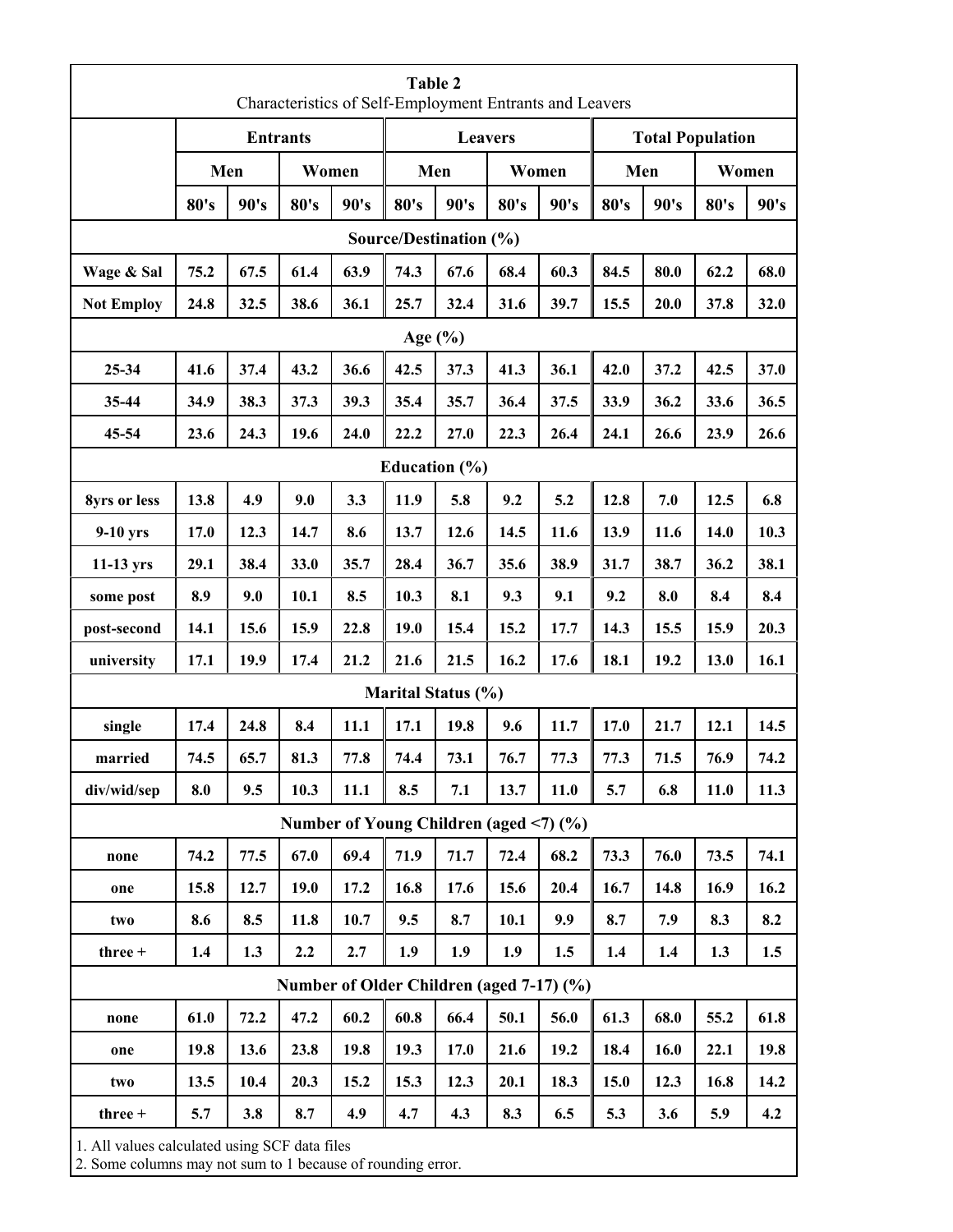**Table 2**
Characteristics of Self-Employment Entrants and Leavers

| | Entrants | | | | Leavers | | | | Total Population | | | |
|---|---|---|---|---|---|---|---|---|---|---|---|---|
| | Men | | Women | | Men | | Women | | Men | | Women | |
| | 80's | 90's | 80's | 90's | 80's | 90's | 80's | 90's | 80's | 90's | 80's | 90's |
| **Source/Destination (%)** | | | | | | | | | | | | |
| Wage & Sal | 75.2 | 67.5 | 61.4 | 63.9 | 74.3 | 67.6 | 68.4 | 60.3 | 84.5 | 80.0 | 62.2 | 68.0 |
| Not Employ | 24.8 | 32.5 | 38.6 | 36.1 | 25.7 | 32.4 | 31.6 | 39.7 | 15.5 | 20.0 | 37.8 | 32.0 |
| **Age (%)** | | | | | | | | | | | | |
| 25-34 | 41.6 | 37.4 | 43.2 | 36.6 | 42.5 | 37.3 | 41.3 | 36.1 | 42.0 | 37.2 | 42.5 | 37.0 |
| 35-44 | 34.9 | 38.3 | 37.3 | 39.3 | 35.4 | 35.7 | 36.4 | 37.5 | 33.9 | 36.2 | 33.6 | 36.5 |
| 45-54 | 23.6 | 24.3 | 19.6 | 24.0 | 22.2 | 27.0 | 22.3 | 26.4 | 24.1 | 26.6 | 23.9 | 26.6 |
| **Education (%)** | | | | | | | | | | | | |
| 8yrs or less | 13.8 | 4.9 | 9.0 | 3.3 | 11.9 | 5.8 | 9.2 | 5.2 | 12.8 | 7.0 | 12.5 | 6.8 |
| 9-10 yrs | 17.0 | 12.3 | 14.7 | 8.6 | 13.7 | 12.6 | 14.5 | 11.6 | 13.9 | 11.6 | 14.0 | 10.3 |
| 11-13 yrs | 29.1 | 38.4 | 33.0 | 35.7 | 28.4 | 36.7 | 35.6 | 38.9 | 31.7 | 38.7 | 36.2 | 38.1 |
| some post | 8.9 | 9.0 | 10.1 | 8.5 | 10.3 | 8.1 | 9.3 | 9.1 | 9.2 | 8.0 | 8.4 | 8.4 |
| post-second | 14.1 | 15.6 | 15.9 | 22.8 | 19.0 | 15.4 | 15.2 | 17.7 | 14.3 | 15.5 | 15.9 | 20.3 |
| university | 17.1 | 19.9 | 17.4 | 21.2 | 21.6 | 21.5 | 16.2 | 17.6 | 18.1 | 19.2 | 13.0 | 16.1 |
| **Marital Status (%)** | | | | | | | | | | | | |
| single | 17.4 | 24.8 | 8.4 | 11.1 | 17.1 | 19.8 | 9.6 | 11.7 | 17.0 | 21.7 | 12.1 | 14.5 |
| married | 74.5 | 65.7 | 81.3 | 77.8 | 74.4 | 73.1 | 76.7 | 77.3 | 77.3 | 71.5 | 76.9 | 74.2 |
| div/wid/sep | 8.0 | 9.5 | 10.3 | 11.1 | 8.5 | 7.1 | 13.7 | 11.0 | 5.7 | 6.8 | 11.0 | 11.3 |
| **Number of Young Children (aged <7) (%)** | | | | | | | | | | | | |
| none | 74.2 | 77.5 | 67.0 | 69.4 | 71.9 | 71.7 | 72.4 | 68.2 | 73.3 | 76.0 | 73.5 | 74.1 |
| one | 15.8 | 12.7 | 19.0 | 17.2 | 16.8 | 17.6 | 15.6 | 20.4 | 16.7 | 14.8 | 16.9 | 16.2 |
| two | 8.6 | 8.5 | 11.8 | 10.7 | 9.5 | 8.7 | 10.1 | 9.9 | 8.7 | 7.9 | 8.3 | 8.2 |
| three + | 1.4 | 1.3 | 2.2 | 2.7 | 1.9 | 1.9 | 1.9 | 1.5 | 1.4 | 1.4 | 1.3 | 1.5 |
| **Number of Older Children (aged 7-17) (%)** | | | | | | | | | | | | |
| none | 61.0 | 72.2 | 47.2 | 60.2 | 60.8 | 66.4 | 50.1 | 56.0 | 61.3 | 68.0 | 55.2 | 61.8 |
| one | 19.8 | 13.6 | 23.8 | 19.8 | 19.3 | 17.0 | 21.6 | 19.2 | 18.4 | 16.0 | 22.1 | 19.8 |
| two | 13.5 | 10.4 | 20.3 | 15.2 | 15.3 | 12.3 | 20.1 | 18.3 | 15.0 | 12.3 | 16.8 | 14.2 |
| three + | 5.7 | 3.8 | 8.7 | 4.9 | 4.7 | 4.3 | 8.3 | 6.5 | 5.3 | 3.6 | 5.9 | 4.2 |

1. All values calculated using SCF data files
2. Some columns may not sum to 1 because of rounding error.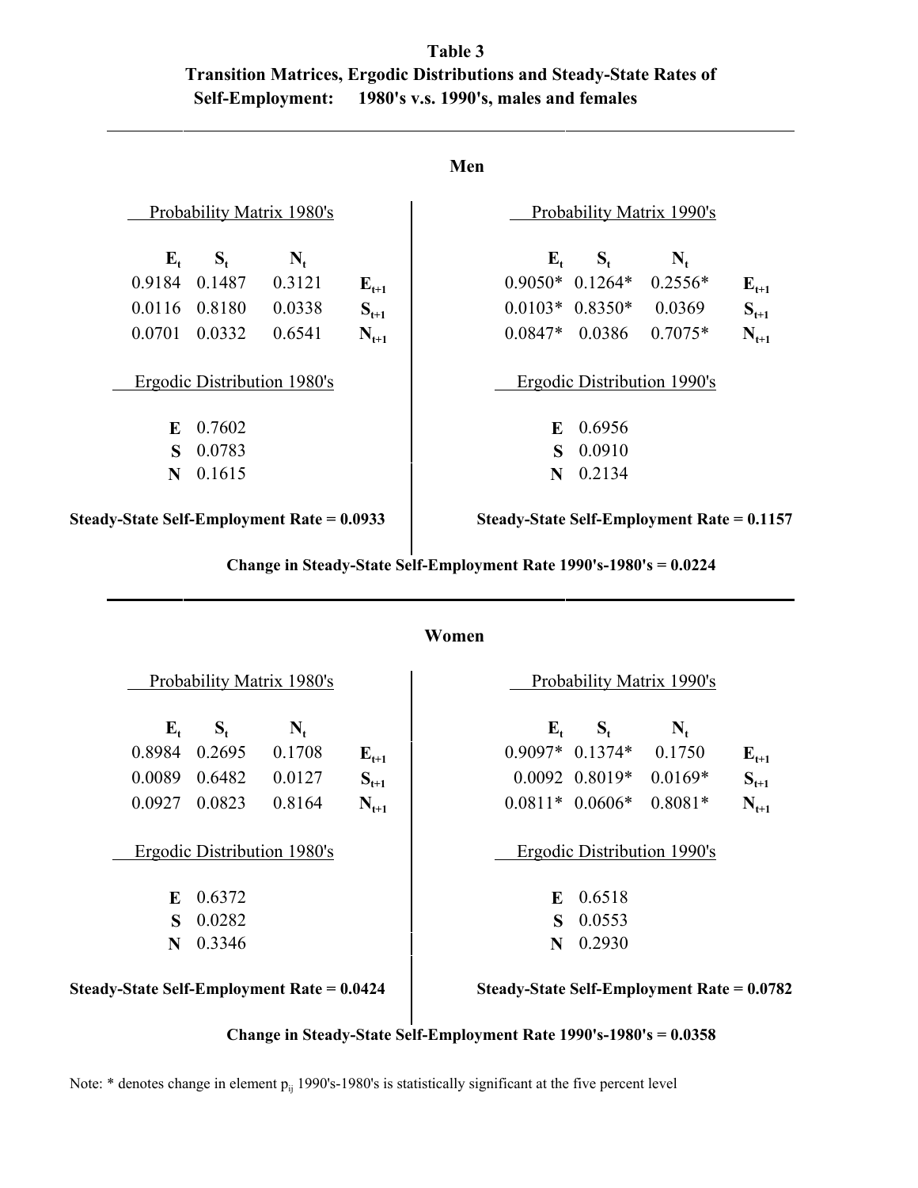**Table 3**
**Transition Matrices, Ergodic Distributions and Steady-State Rates of Self-Employment: 1980's v.s. 1990's, males and females**

### Men

Probability Matrix 1980's

| $E_t$ | $S_t$ | $N_t$ | |
|---|---|---|---|
| 0.9184 | 0.1487 | 0.3121 | $E_{t+1}$ |
| 0.0116 | 0.8180 | 0.0338 | $S_{t+1}$ |
| 0.0701 | 0.0332 | 0.6541 | $N_{t+1}$ |

Ergodic Distribution 1980's

| | |
|---|---|
| **E** | 0.7602 |
| **S** | 0.0783 |
| **N** | 0.1615 |

**Steady-State Self-Employment Rate = 0.0933**

Probability Matrix 1990's

| $E_t$ | $S_t$ | $N_t$ | |
|---|---|---|---|
| 0.9050* | 0.1264* | 0.2556* | $E_{t+1}$ |
| 0.0103* | 0.8350* | 0.0369 | $S_{t+1}$ |
| 0.0847* | 0.0386 | 0.7075* | $N_{t+1}$ |

Ergodic Distribution 1990's

| | |
|---|---|
| **E** | 0.6956 |
| **S** | 0.0910 |
| **N** | 0.2134 |

**Steady-State Self-Employment Rate = 0.1157**

**Change in Steady-State Self-Employment Rate 1990's-1980's = 0.0224**

### Women

Probability Matrix 1980's

| $E_t$ | $S_t$ | $N_t$ | |
|---|---|---|---|
| 0.8984 | 0.2695 | 0.1708 | $E_{t+1}$ |
| 0.0089 | 0.6482 | 0.0127 | $S_{t+1}$ |
| 0.0927 | 0.0823 | 0.8164 | $N_{t+1}$ |

Ergodic Distribution 1980's

| | |
|---|---|
| **E** | 0.6372 |
| **S** | 0.0282 |
| **N** | 0.3346 |

**Steady-State Self-Employment Rate = 0.0424**

Probability Matrix 1990's

| $E_t$ | $S_t$ | $N_t$ | |
|---|---|---|---|
| 0.9097* | 0.1374* | 0.1750 | $E_{t+1}$ |
| 0.0092 | 0.8019* | 0.0169* | $S_{t+1}$ |
| 0.0811* | 0.0606* | 0.8081* | $N_{t+1}$ |

Ergodic Distribution 1990's

| | |
|---|---|
| **E** | 0.6518 |
| **S** | 0.0553 |
| **N** | 0.2930 |

**Steady-State Self-Employment Rate = 0.0782**

**Change in Steady-State Self-Employment Rate 1990's-1980's = 0.0358**

Note: * denotes change in element $p_{ij}$ 1990's-1980's is statistically significant at the five percent level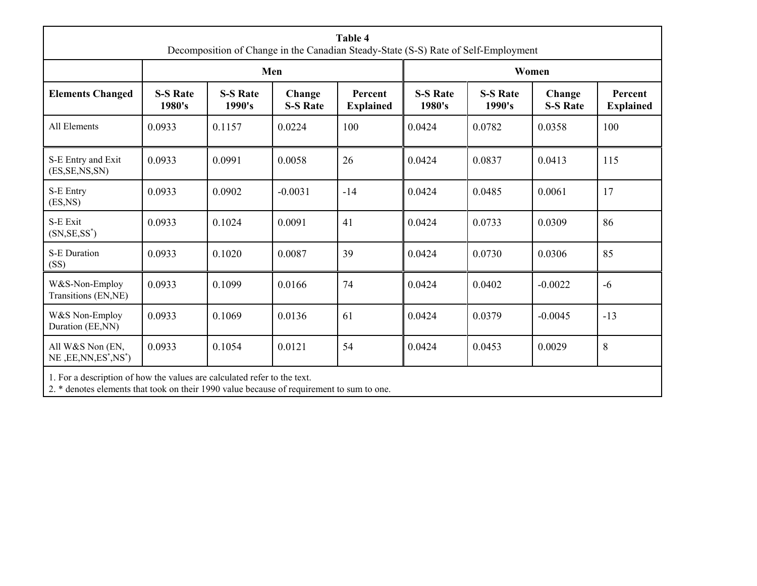**Table 4**
Decomposition of Change in the Canadian Steady-State (S-S) Rate of Self-Employment

| | Men | | | | Women | | | |
|---|---|---|---|---|---|---|---|---|
| **Elements Changed** | **S-S Rate 1980's** | **S-S Rate 1990's** | **Change S-S Rate** | **Percent Explained** | **S-S Rate 1980's** | **S-S Rate 1990's** | **Change S-S Rate** | **Percent Explained** |
| All Elements | 0.0933 | 0.1157 | 0.0224 | 100 | 0.0424 | 0.0782 | 0.0358 | 100 |
| S-E Entry and Exit (ES,SE,NS,SN) | 0.0933 | 0.0991 | 0.0058 | 26 | 0.0424 | 0.0837 | 0.0413 | 115 |
| S-E Entry (ES,NS) | 0.0933 | 0.0902 | -0.0031 | -14 | 0.0424 | 0.0485 | 0.0061 | 17 |
| S-E Exit (SN,SE,SS*) | 0.0933 | 0.1024 | 0.0091 | 41 | 0.0424 | 0.0733 | 0.0309 | 86 |
| S-E Duration (SS) | 0.0933 | 0.1020 | 0.0087 | 39 | 0.0424 | 0.0730 | 0.0306 | 85 |
| W&S-Non-Employ Transitions (EN,NE) | 0.0933 | 0.1099 | 0.0166 | 74 | 0.0424 | 0.0402 | -0.0022 | -6 |
| W&S Non-Employ Duration (EE,NN) | 0.0933 | 0.1069 | 0.0136 | 61 | 0.0424 | 0.0379 | -0.0045 | -13 |
| All W&S Non (EN, NE ,EE,NN,ES*,NS*) | 0.0933 | 0.1054 | 0.0121 | 54 | 0.0424 | 0.0453 | 0.0029 | 8 |

1. For a description of how the values are calculated refer to the text.
2. * denotes elements that took on their 1990 value because of requirement to sum to one.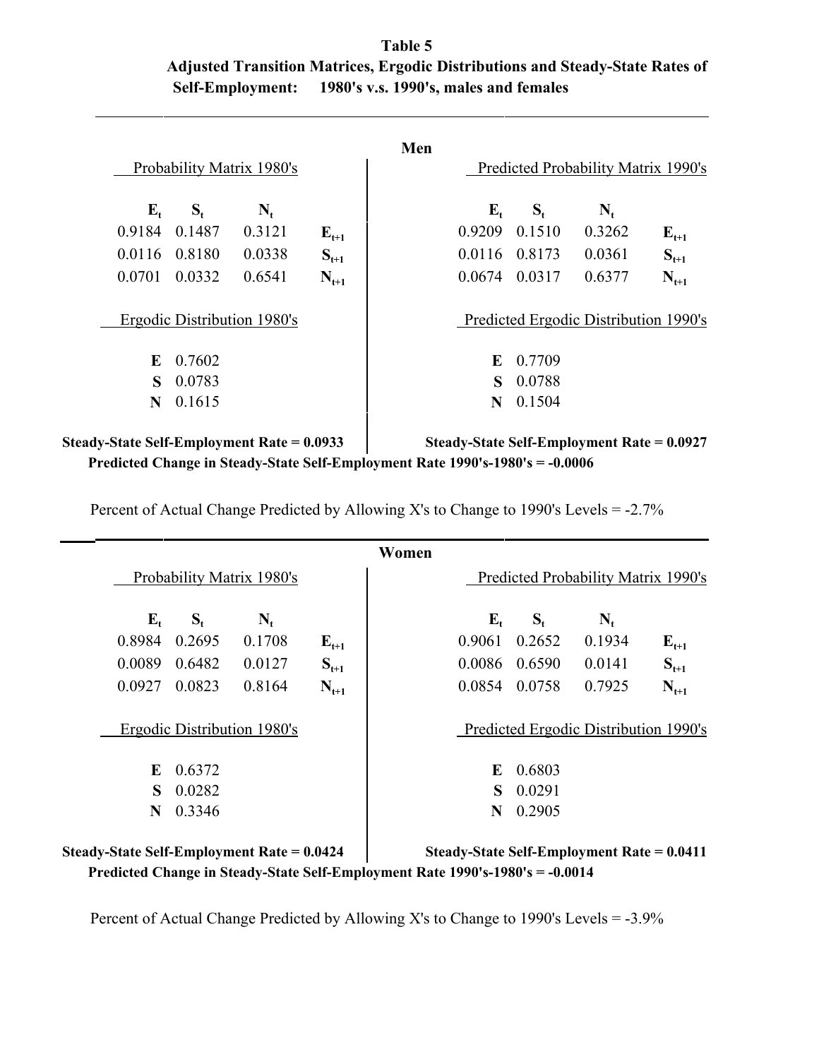**Table 5**

**Adjusted Transition Matrices, Ergodic Distributions and Steady-State Rates of Self-Employment: 1980's v.s. 1990's, males and females**

**Men**

Probability Matrix 1980's

| $E_t$ | $S_t$ | $N_t$ | |
|---|---|---|---|
| 0.9184 | 0.1487 | 0.3121 | $E_{t+1}$ |
| 0.0116 | 0.8180 | 0.0338 | $S_{t+1}$ |
| 0.0701 | 0.0332 | 0.6541 | $N_{t+1}$ |

Predicted Probability Matrix 1990's

| $E_t$ | $S_t$ | $N_t$ | |
|---|---|---|---|
| 0.9209 | 0.1510 | 0.3262 | $E_{t+1}$ |
| 0.0116 | 0.8173 | 0.0361 | $S_{t+1}$ |
| 0.0674 | 0.0317 | 0.6377 | $N_{t+1}$ |

Ergodic Distribution 1980's

| | |
|---|---|
| **E** | 0.7602 |
| **S** | 0.0783 |
| **N** | 0.1615 |

Predicted Ergodic Distribution 1990's

| | |
|---|---|
| **E** | 0.7709 |
| **S** | 0.0788 |
| **N** | 0.1504 |

**Steady-State Self-Employment Rate = 0.0933**

**Steady-State Self-Employment Rate = 0.0927**

**Predicted Change in Steady-State Self-Employment Rate 1990's-1980's = -0.0006**

Percent of Actual Change Predicted by Allowing X's to Change to 1990's Levels = -2.7%

**Women**

Probability Matrix 1980's

| $E_t$ | $S_t$ | $N_t$ | |
|---|---|---|---|
| 0.8984 | 0.2695 | 0.1708 | $E_{t+1}$ |
| 0.0089 | 0.6482 | 0.0127 | $S_{t+1}$ |
| 0.0927 | 0.0823 | 0.8164 | $N_{t+1}$ |

Predicted Probability Matrix 1990's

| $E_t$ | $S_t$ | $N_t$ | |
|---|---|---|---|
| 0.9061 | 0.2652 | 0.1934 | $E_{t+1}$ |
| 0.0086 | 0.6590 | 0.0141 | $S_{t+1}$ |
| 0.0854 | 0.0758 | 0.7925 | $N_{t+1}$ |

Ergodic Distribution 1980's

| | |
|---|---|
| **E** | 0.6372 |
| **S** | 0.0282 |
| **N** | 0.3346 |

Predicted Ergodic Distribution 1990's

| | |
|---|---|
| **E** | 0.6803 |
| **S** | 0.0291 |
| **N** | 0.2905 |

**Steady-State Self-Employment Rate = 0.0424**

**Steady-State Self-Employment Rate = 0.0411**

**Predicted Change in Steady-State Self-Employment Rate 1990's-1980's = -0.0014**

Percent of Actual Change Predicted by Allowing X's to Change to 1990's Levels = -3.9%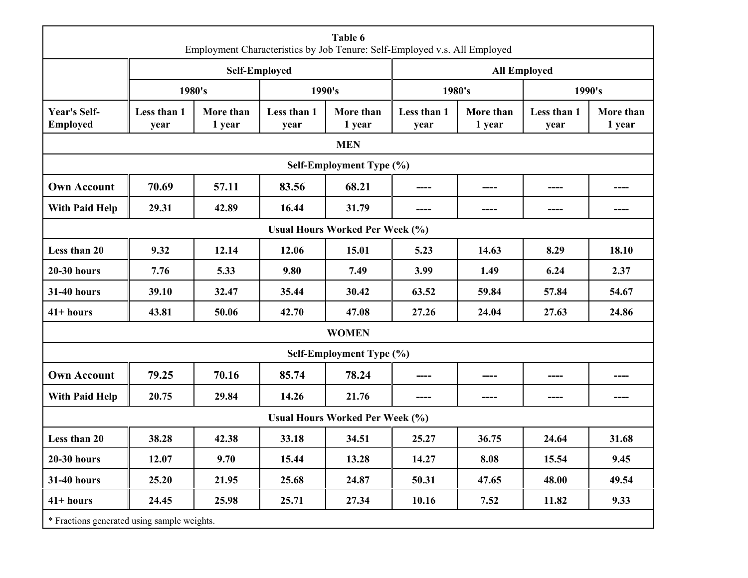**Table 6**
Employment Characteristics by Job Tenure: Self-Employed v.s. All Employed

| | Self-Employed | | | | All Employed | | | |
|---|---|---|---|---|---|---|---|---|
| | 1980's | | 1990's | | 1980's | | 1990's | |
| Year's Self-Employed | Less than 1 year | More than 1 year | Less than 1 year | More than 1 year | Less than 1 year | More than 1 year | Less than 1 year | More than 1 year |
| **MEN** | | | | | | | | |
| **Self-Employment Type (%)** | | | | | | | | |
| Own Account | 70.69 | 57.11 | 83.56 | 68.21 | ---- | ---- | ---- | ---- |
| With Paid Help | 29.31 | 42.89 | 16.44 | 31.79 | ---- | ---- | ---- | ---- |
| **Usual Hours Worked Per Week (%)** | | | | | | | | |
| Less than 20 | 9.32 | 12.14 | 12.06 | 15.01 | 5.23 | 14.63 | 8.29 | 18.10 |
| 20-30 hours | 7.76 | 5.33 | 9.80 | 7.49 | 3.99 | 1.49 | 6.24 | 2.37 |
| 31-40 hours | 39.10 | 32.47 | 35.44 | 30.42 | 63.52 | 59.84 | 57.84 | 54.67 |
| 41+ hours | 43.81 | 50.06 | 42.70 | 47.08 | 27.26 | 24.04 | 27.63 | 24.86 |
| **WOMEN** | | | | | | | | |
| **Self-Employment Type (%)** | | | | | | | | |
| Own Account | 79.25 | 70.16 | 85.74 | 78.24 | ---- | ---- | ---- | ---- |
| With Paid Help | 20.75 | 29.84 | 14.26 | 21.76 | ---- | ---- | ---- | ---- |
| **Usual Hours Worked Per Week (%)** | | | | | | | | |
| Less than 20 | 38.28 | 42.38 | 33.18 | 34.51 | 25.27 | 36.75 | 24.64 | 31.68 |
| 20-30 hours | 12.07 | 9.70 | 15.44 | 13.28 | 14.27 | 8.08 | 15.54 | 9.45 |
| 31-40 hours | 25.20 | 21.95 | 25.68 | 24.87 | 50.31 | 47.65 | 48.00 | 49.54 |
| 41+ hours | 24.45 | 25.98 | 25.71 | 27.34 | 10.16 | 7.52 | 11.82 | 9.33 |

* Fractions generated using sample weights.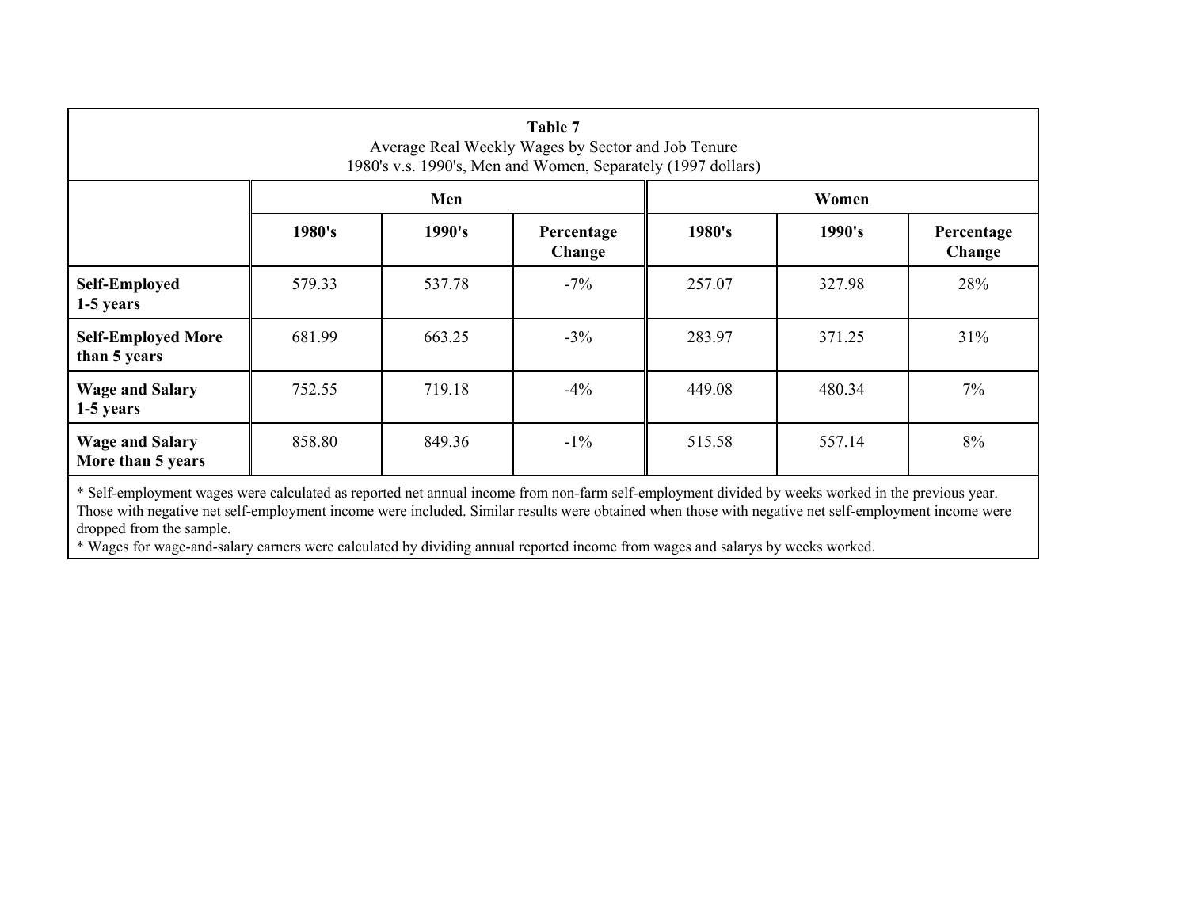**Table 7**
Average Real Weekly Wages by Sector and Job Tenure
1980's v.s. 1990's, Men and Women, Separately (1997 dollars)

| | Men | | | Women | | |
|---|---|---|---|---|---|---|
| | **1980's** | **1990's** | **Percentage Change** | **1980's** | **1990's** | **Percentage Change** |
| **Self-Employed 1-5 years** | 579.33 | 537.78 | -7% | 257.07 | 327.98 | 28% |
| **Self-Employed More than 5 years** | 681.99 | 663.25 | -3% | 283.97 | 371.25 | 31% |
| **Wage and Salary 1-5 years** | 752.55 | 719.18 | -4% | 449.08 | 480.34 | 7% |
| **Wage and Salary More than 5 years** | 858.80 | 849.36 | -1% | 515.58 | 557.14 | 8% |

* Self-employment wages were calculated as reported net annual income from non-farm self-employment divided by weeks worked in the previous year. Those with negative net self-employment income were included. Similar results were obtained when those with negative net self-employment income were dropped from the sample.
* Wages for wage-and-salary earners were calculated by dividing annual reported income from wages and salarys by weeks worked.